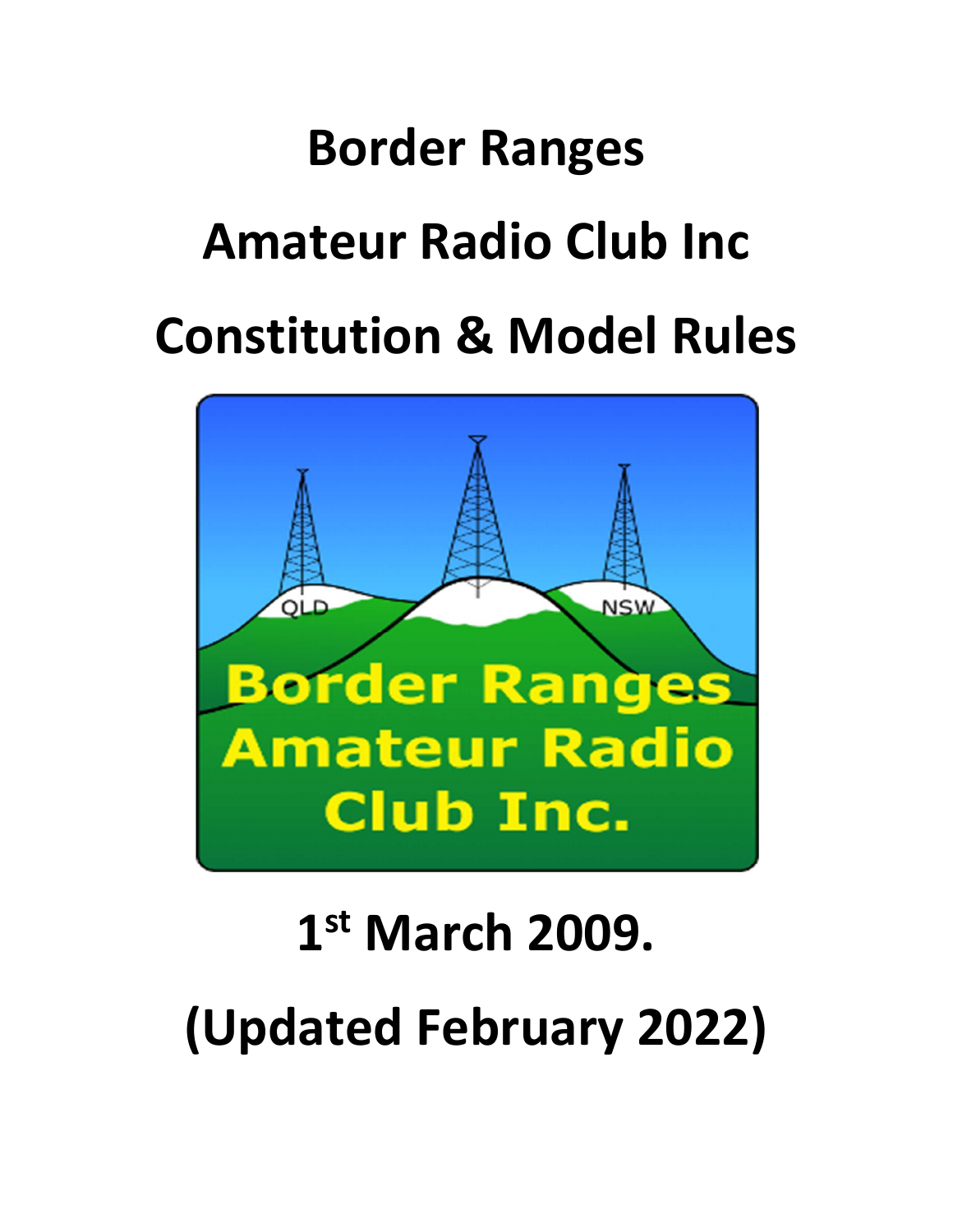# Border Ranges

# Amateur Radio Club Inc

# Constitution & Model Rules

**1st March 2009.**

**(Updated February 2022)**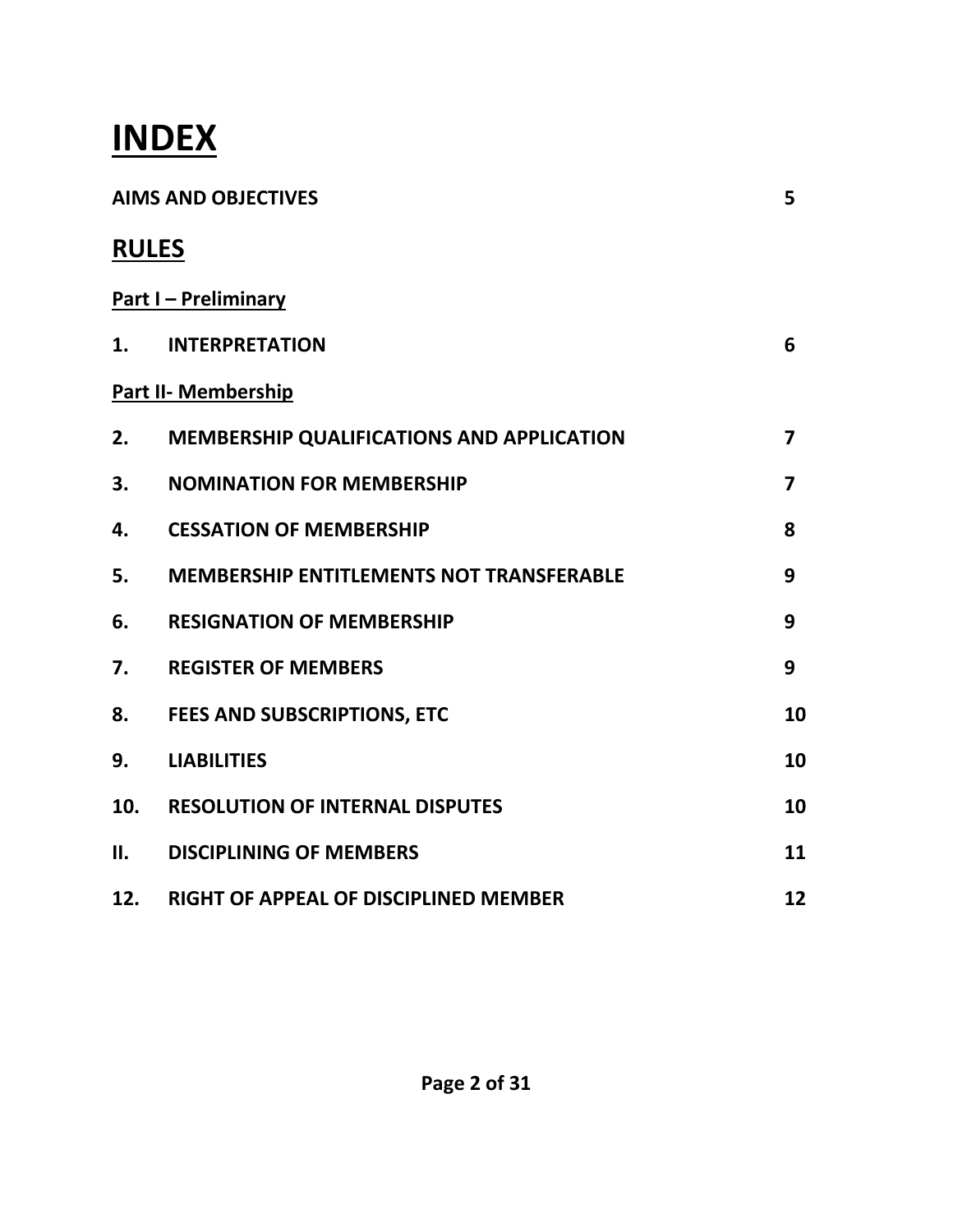# INDEX

| | | |
|---|---|---|
| **AIMS AND OBJECTIVES** | | **5** |

## RULES

**Part I – Preliminary**

| | | |
|---|---|---|
| **1.** | **INTERPRETATION** | **6** |

**Part II- Membership**

| | | |
|---|---|---|
| **2.** | **MEMBERSHIP QUALIFICATIONS AND APPLICATION** | **7** |
| **3.** | **NOMINATION FOR MEMBERSHIP** | **7** |
| **4.** | **CESSATION OF MEMBERSHIP** | **8** |
| **5.** | **MEMBERSHIP ENTITLEMENTS NOT TRANSFERABLE** | **9** |
| **6.** | **RESIGNATION OF MEMBERSHIP** | **9** |
| **7.** | **REGISTER OF MEMBERS** | **9** |
| **8.** | **FEES AND SUBSCRIPTIONS, ETC** | **10** |
| **9.** | **LIABILITIES** | **10** |
| **10.** | **RESOLUTION OF INTERNAL DISPUTES** | **10** |
| **II.** | **DISCIPLINING OF MEMBERS** | **11** |
| **12.** | **RIGHT OF APPEAL OF DISCIPLINED MEMBER** | **12** |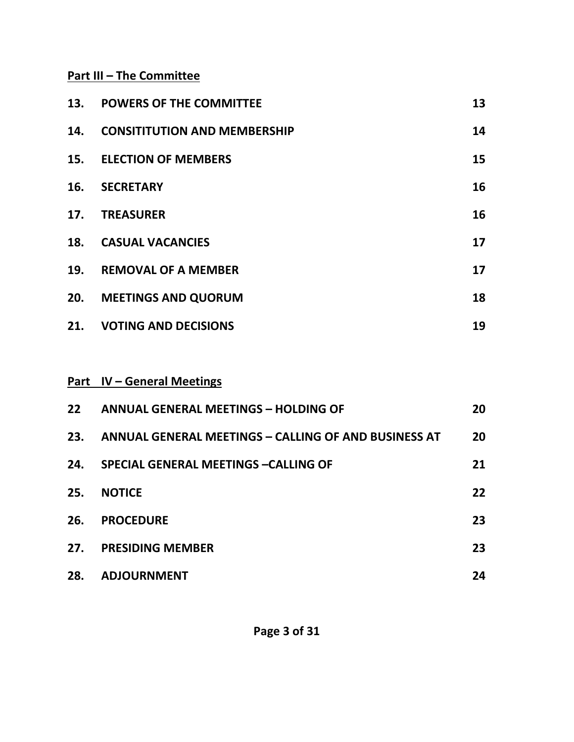**Part III – The Committee**

| | | |
|---|---|---|
| **13.** | **POWERS OF THE COMMITTEE** | **13** |
| **14.** | **CONSITITUTION AND MEMBERSHIP** | **14** |
| **15.** | **ELECTION OF MEMBERS** | **15** |
| **16.** | **SECRETARY** | **16** |
| **17.** | **TREASURER** | **16** |
| **18.** | **CASUAL VACANCIES** | **17** |
| **19.** | **REMOVAL OF A MEMBER** | **17** |
| **20.** | **MEETINGS AND QUORUM** | **18** |
| **21.** | **VOTING AND DECISIONS** | **19** |

**Part IV – General Meetings**

| | | |
|---|---|---|
| **22** | **ANNUAL GENERAL MEETINGS – HOLDING OF** | **20** |
| **23.** | **ANNUAL GENERAL MEETINGS – CALLING OF AND BUSINESS AT** | **20** |
| **24.** | **SPECIAL GENERAL MEETINGS –CALLING OF** | **21** |
| **25.** | **NOTICE** | **22** |
| **26.** | **PROCEDURE** | **23** |
| **27.** | **PRESIDING MEMBER** | **23** |
| **28.** | **ADJOURNMENT** | **24** |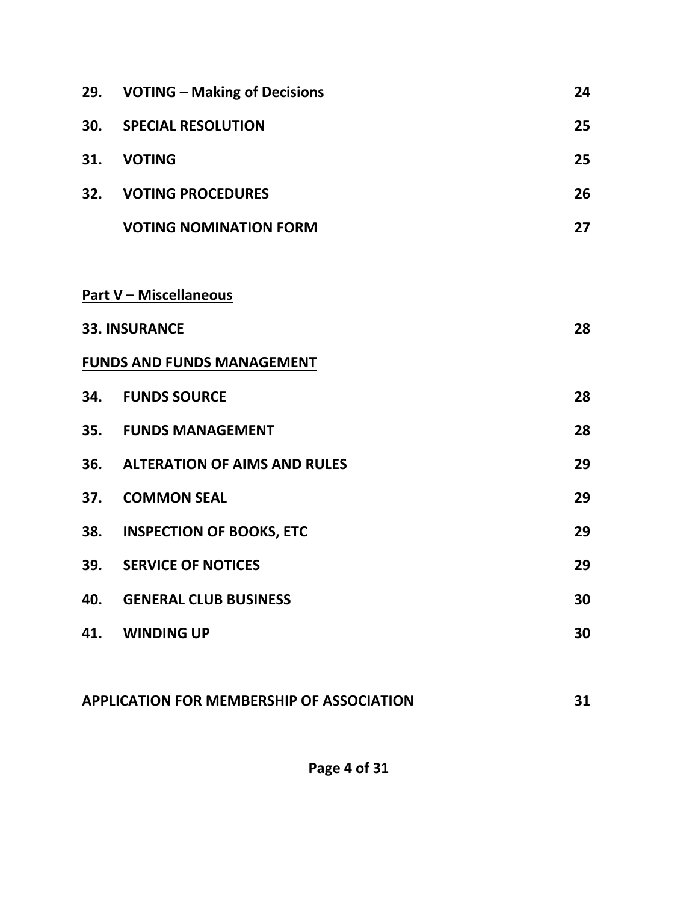| | | |
|---|---|---|
| **29.** | **VOTING – Making of Decisions** | **24** |
| **30.** | **SPECIAL RESOLUTION** | **25** |
| **31.** | **VOTING** | **25** |
| **32.** | **VOTING PROCEDURES** | **26** |
| | **VOTING NOMINATION FORM** | **27** |

**Part V – Miscellaneous**

| | | |
|---|---|---|
| **33.** | **INSURANCE** | **28** |

**FUNDS AND FUNDS MANAGEMENT**

| | | |
|---|---|---|
| **34.** | **FUNDS SOURCE** | **28** |
| **35.** | **FUNDS MANAGEMENT** | **28** |
| **36.** | **ALTERATION OF AIMS AND RULES** | **29** |
| **37.** | **COMMON SEAL** | **29** |
| **38.** | **INSPECTION OF BOOKS, ETC** | **29** |
| **39.** | **SERVICE OF NOTICES** | **29** |
| **40.** | **GENERAL CLUB BUSINESS** | **30** |
| **41.** | **WINDING UP** | **30** |

| | |
|---|---|
| **APPLICATION FOR MEMBERSHIP OF ASSOCIATION** | **31** |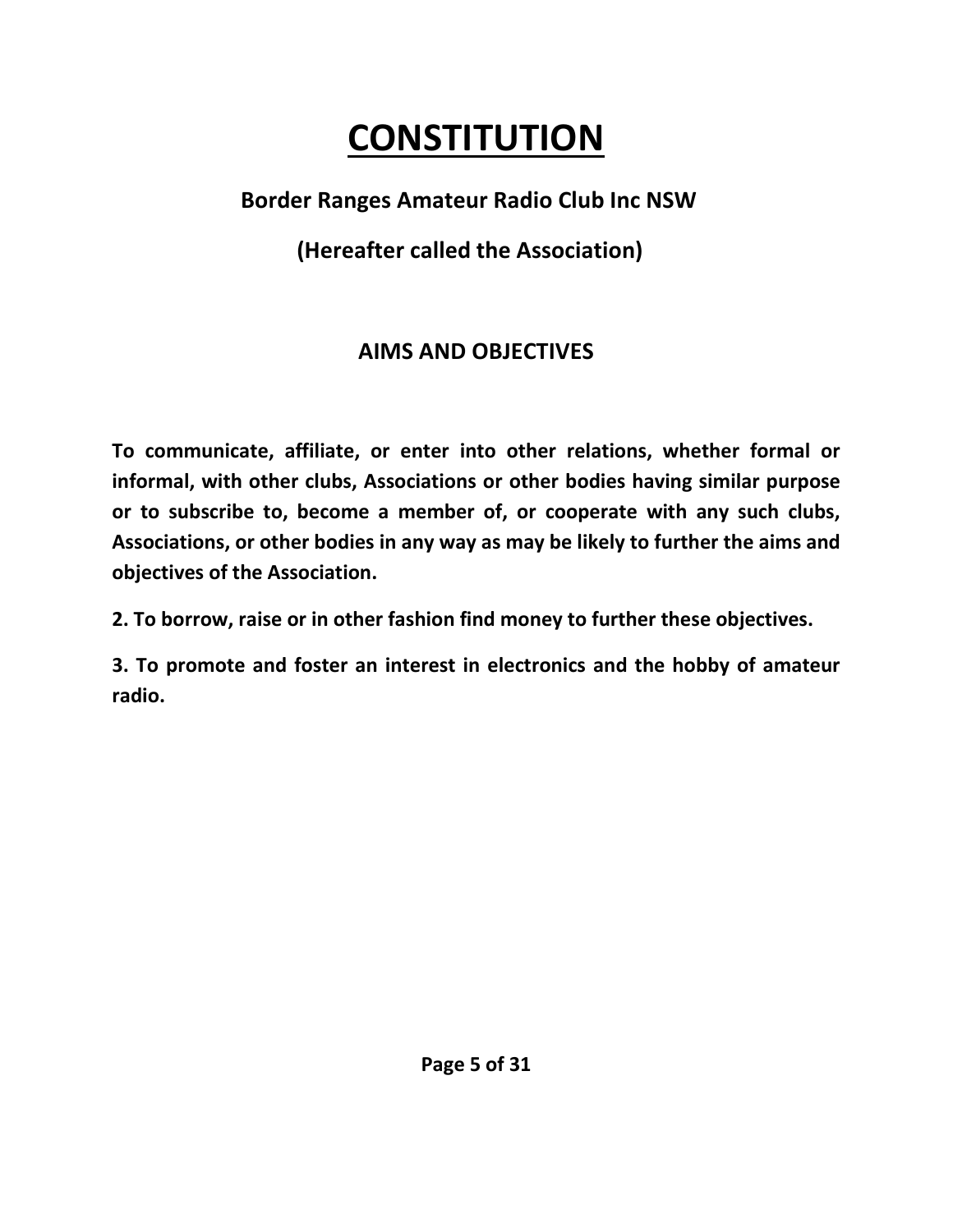# CONSTITUTION

**Border Ranges Amateur Radio Club Inc NSW**

**(Hereafter called the Association)**

## AIMS AND OBJECTIVES

**To communicate, affiliate, or enter into other relations, whether formal or informal, with other clubs, Associations or other bodies having similar purpose or to subscribe to, become a member of, or cooperate with any such clubs, Associations, or other bodies in any way as may be likely to further the aims and objectives of the Association.**

**2. To borrow, raise or in other fashion find money to further these objectives.**

**3. To promote and foster an interest in electronics and the hobby of amateur radio.**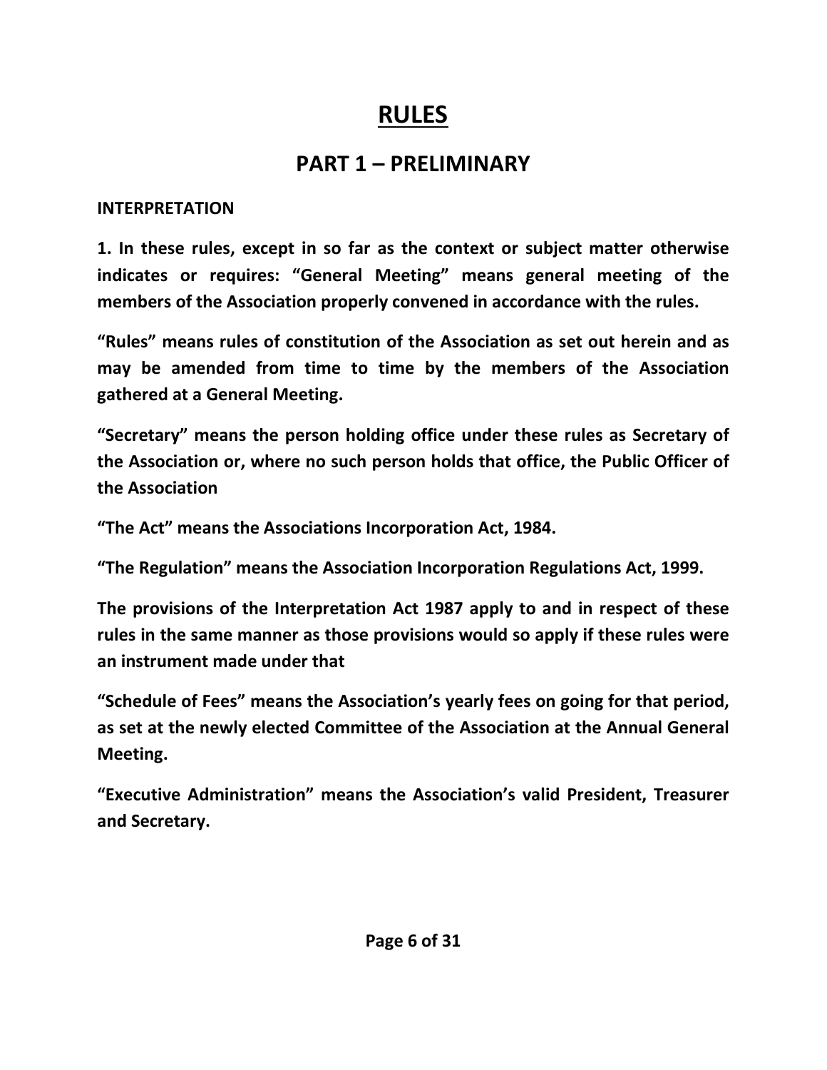# RULES

## PART 1 – PRELIMINARY

**INTERPRETATION**

**1. In these rules, except in so far as the context or subject matter otherwise indicates or requires: "General Meeting" means general meeting of the members of the Association properly convened in accordance with the rules.**

**"Rules" means rules of constitution of the Association as set out herein and as may be amended from time to time by the members of the Association gathered at a General Meeting.**

**"Secretary" means the person holding office under these rules as Secretary of the Association or, where no such person holds that office, the Public Officer of the Association**

**"The Act" means the Associations Incorporation Act, 1984.**

**"The Regulation" means the Association Incorporation Regulations Act, 1999.**

**The provisions of the Interpretation Act 1987 apply to and in respect of these rules in the same manner as those provisions would so apply if these rules were an instrument made under that**

**"Schedule of Fees" means the Association's yearly fees on going for that period, as set at the newly elected Committee of the Association at the Annual General Meeting.**

**"Executive Administration" means the Association's valid President, Treasurer and Secretary.**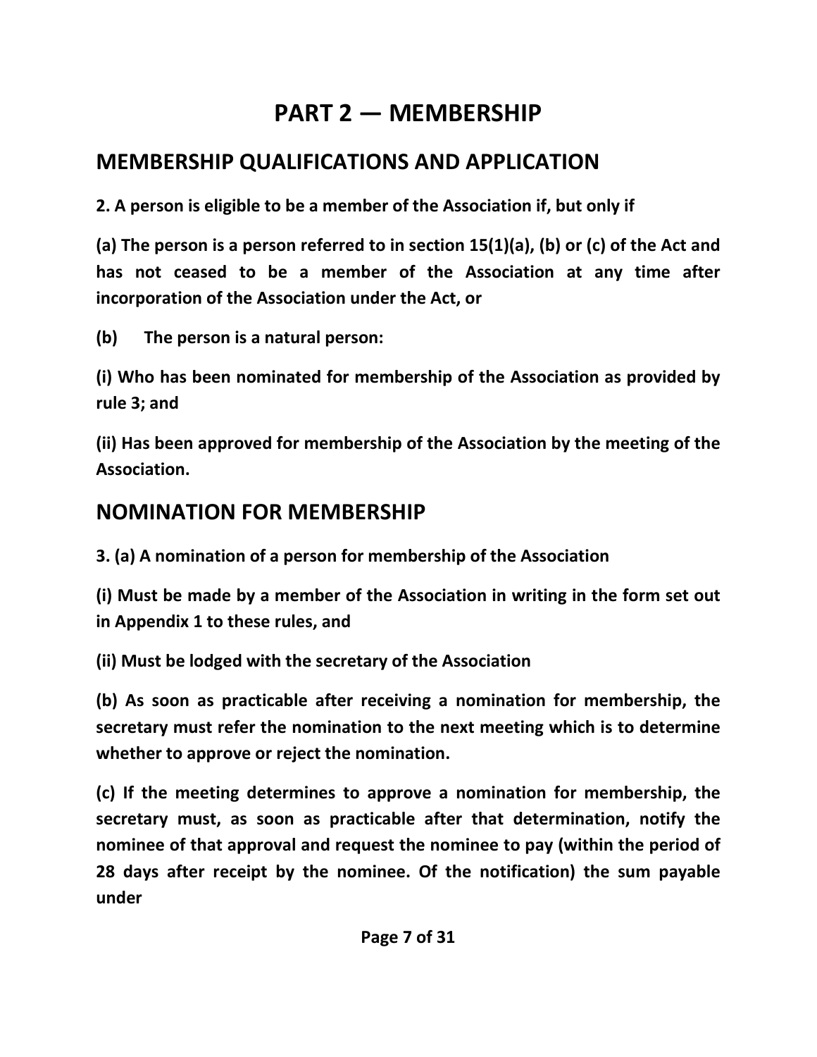# PART 2 — MEMBERSHIP

## MEMBERSHIP QUALIFICATIONS AND APPLICATION

**2. A person is eligible to be a member of the Association if, but only if**

**(a) The person is a person referred to in section 15(1)(a), (b) or (c) of the Act and has not ceased to be a member of the Association at any time after incorporation of the Association under the Act, or**

**(b) The person is a natural person:**

**(i) Who has been nominated for membership of the Association as provided by rule 3; and**

**(ii) Has been approved for membership of the Association by the meeting of the Association.**

## NOMINATION FOR MEMBERSHIP

**3. (a) A nomination of a person for membership of the Association**

**(i) Must be made by a member of the Association in writing in the form set out in Appendix 1 to these rules, and**

**(ii) Must be lodged with the secretary of the Association**

**(b) As soon as practicable after receiving a nomination for membership, the secretary must refer the nomination to the next meeting which is to determine whether to approve or reject the nomination.**

**(c) If the meeting determines to approve a nomination for membership, the secretary must, as soon as practicable after that determination, notify the nominee of that approval and request the nominee to pay (within the period of 28 days after receipt by the nominee. Of the notification) the sum payable under**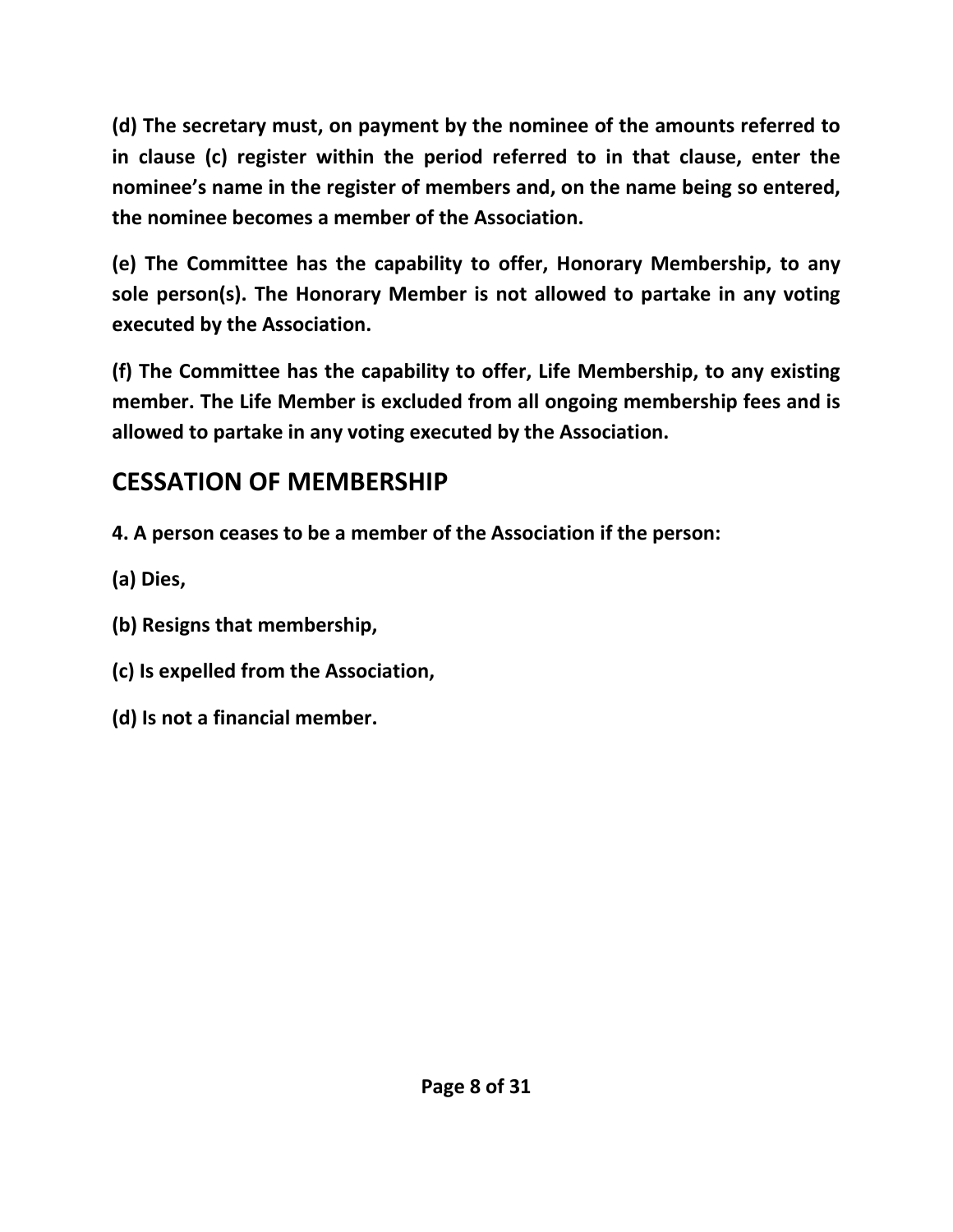**(d) The secretary must, on payment by the nominee of the amounts referred to in clause (c) register within the period referred to in that clause, enter the nominee's name in the register of members and, on the name being so entered, the nominee becomes a member of the Association.**

**(e) The Committee has the capability to offer, Honorary Membership, to any sole person(s). The Honorary Member is not allowed to partake in any voting executed by the Association.**

**(f) The Committee has the capability to offer, Life Membership, to any existing member. The Life Member is excluded from all ongoing membership fees and is allowed to partake in any voting executed by the Association.**

## CESSATION OF MEMBERSHIP

**4. A person ceases to be a member of the Association if the person:**

**(a) Dies,**

**(b) Resigns that membership,**

**(c) Is expelled from the Association,**

**(d) Is not a financial member.**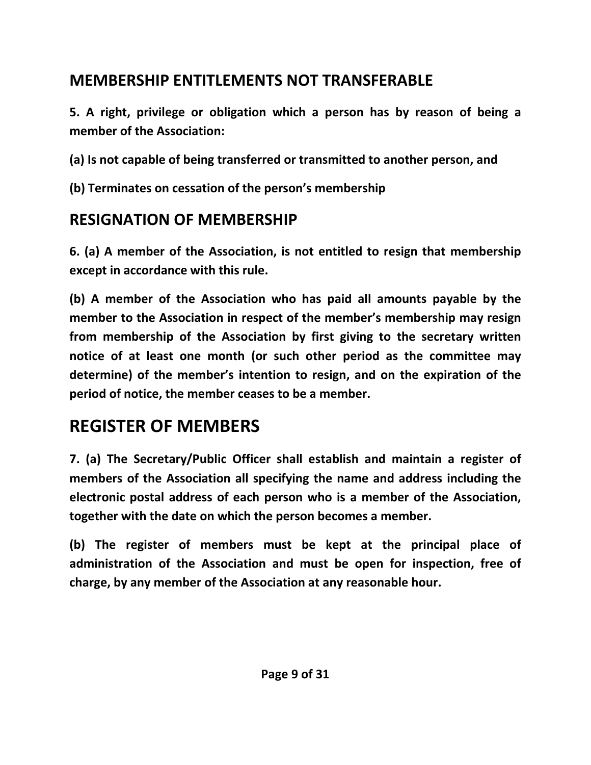## MEMBERSHIP ENTITLEMENTS NOT TRANSFERABLE

**5. A right, privilege or obligation which a person has by reason of being a member of the Association:**

**(a) Is not capable of being transferred or transmitted to another person, and**

**(b) Terminates on cessation of the person's membership**

## RESIGNATION OF MEMBERSHIP

**6. (a) A member of the Association, is not entitled to resign that membership except in accordance with this rule.**

**(b) A member of the Association who has paid all amounts payable by the member to the Association in respect of the member's membership may resign from membership of the Association by first giving to the secretary written notice of at least one month (or such other period as the committee may determine) of the member's intention to resign, and on the expiration of the period of notice, the member ceases to be a member.**

## REGISTER OF MEMBERS

**7. (a) The Secretary/Public Officer shall establish and maintain a register of members of the Association all specifying the name and address including the electronic postal address of each person who is a member of the Association, together with the date on which the person becomes a member.**

**(b) The register of members must be kept at the principal place of administration of the Association and must be open for inspection, free of charge, by any member of the Association at any reasonable hour.**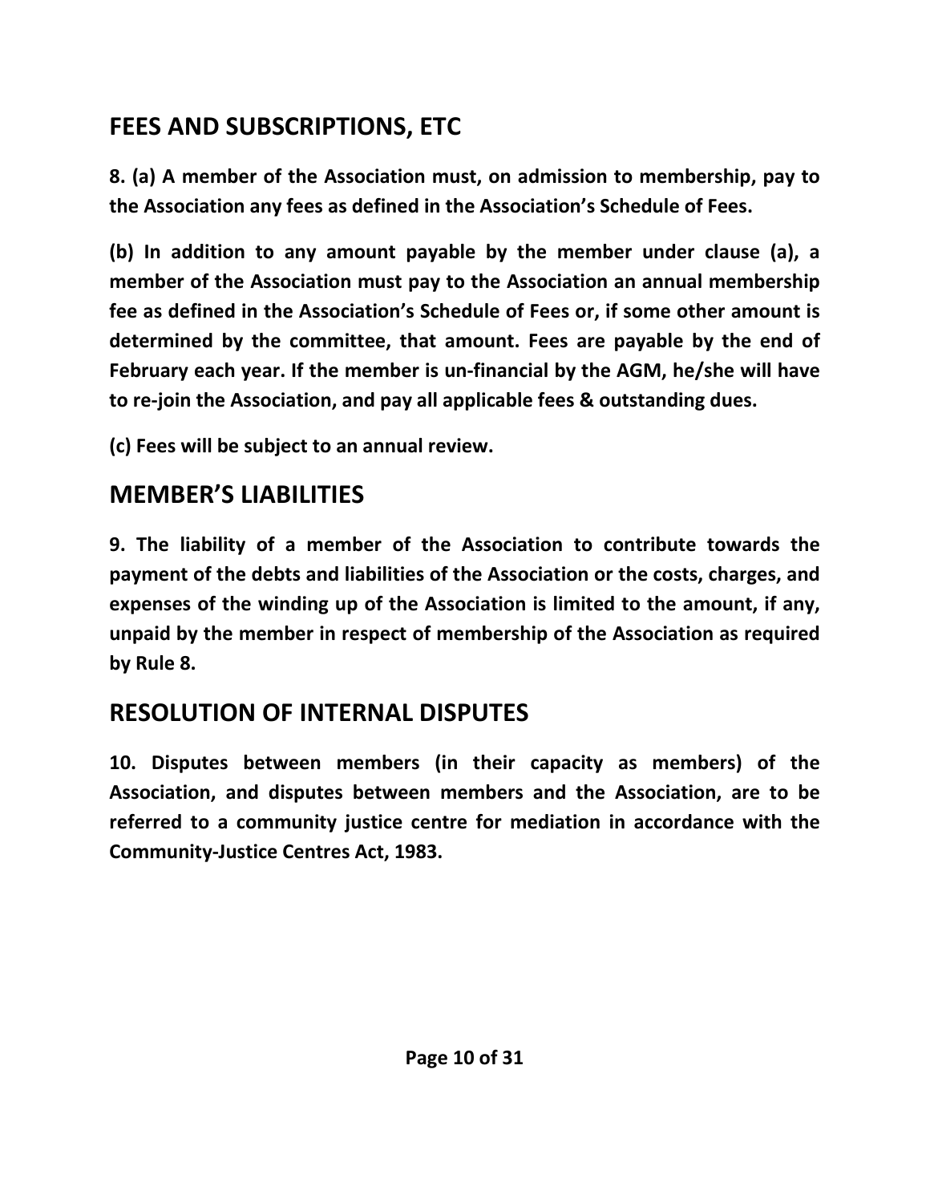## FEES AND SUBSCRIPTIONS, ETC

**8. (a) A member of the Association must, on admission to membership, pay to the Association any fees as defined in the Association's Schedule of Fees.**

**(b) In addition to any amount payable by the member under clause (a), a member of the Association must pay to the Association an annual membership fee as defined in the Association's Schedule of Fees or, if some other amount is determined by the committee, that amount. Fees are payable by the end of February each year. If the member is un-financial by the AGM, he/she will have to re-join the Association, and pay all applicable fees & outstanding dues.**

**(c) Fees will be subject to an annual review.**

## MEMBER'S LIABILITIES

**9. The liability of a member of the Association to contribute towards the payment of the debts and liabilities of the Association or the costs, charges, and expenses of the winding up of the Association is limited to the amount, if any, unpaid by the member in respect of membership of the Association as required by Rule 8.**

## RESOLUTION OF INTERNAL DISPUTES

**10. Disputes between members (in their capacity as members) of the Association, and disputes between members and the Association, are to be referred to a community justice centre for mediation in accordance with the Community-Justice Centres Act, 1983.**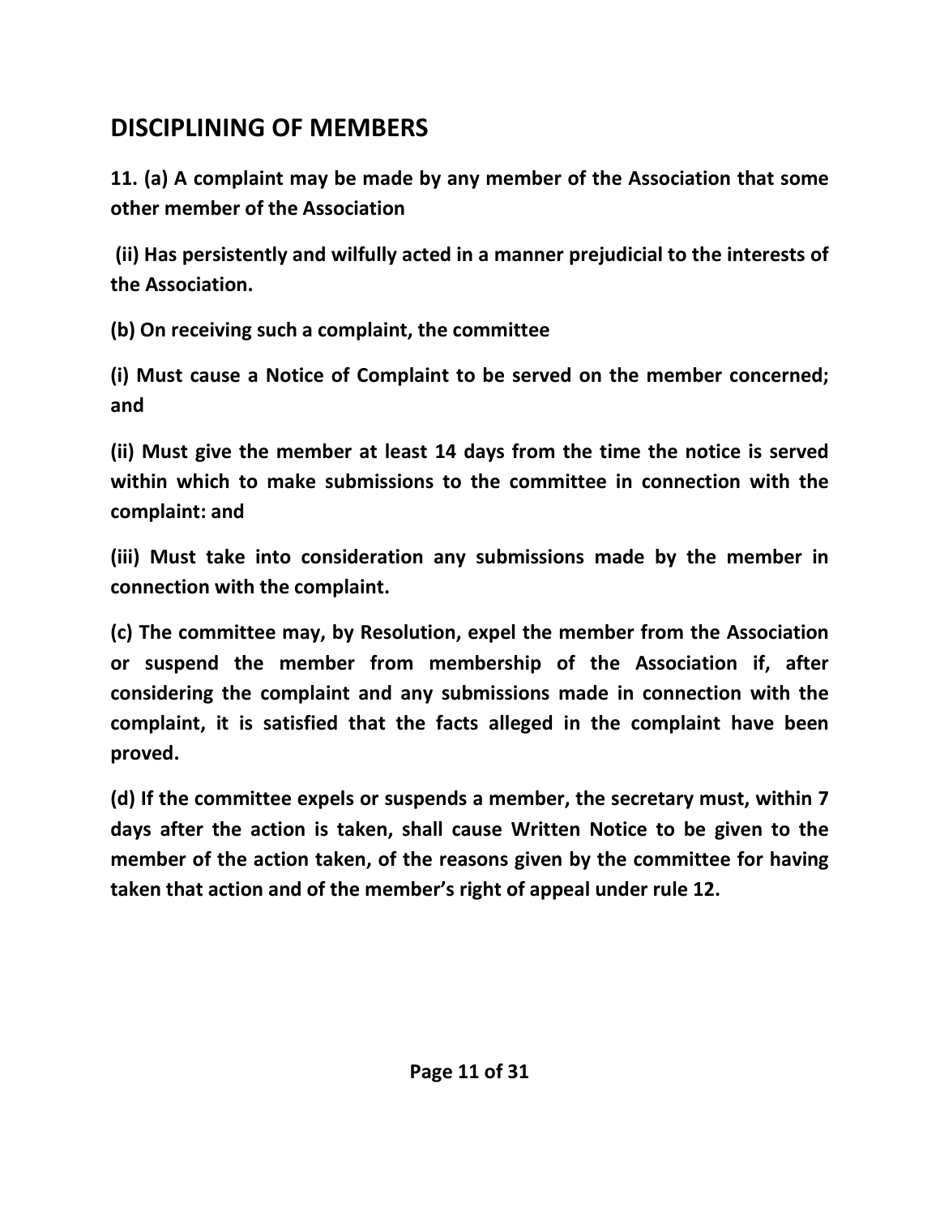## DISCIPLINING OF MEMBERS

**11. (a) A complaint may be made by any member of the Association that some other member of the Association**

**(ii) Has persistently and wilfully acted in a manner prejudicial to the interests of the Association.**

**(b) On receiving such a complaint, the committee**

**(i) Must cause a Notice of Complaint to be served on the member concerned; and**

**(ii) Must give the member at least 14 days from the time the notice is served within which to make submissions to the committee in connection with the complaint: and**

**(iii) Must take into consideration any submissions made by the member in connection with the complaint.**

**(c) The committee may, by Resolution, expel the member from the Association or suspend the member from membership of the Association if, after considering the complaint and any submissions made in connection with the complaint, it is satisfied that the facts alleged in the complaint have been proved.**

**(d) If the committee expels or suspends a member, the secretary must, within 7 days after the action is taken, shall cause Written Notice to be given to the member of the action taken, of the reasons given by the committee for having taken that action and of the member's right of appeal under rule 12.**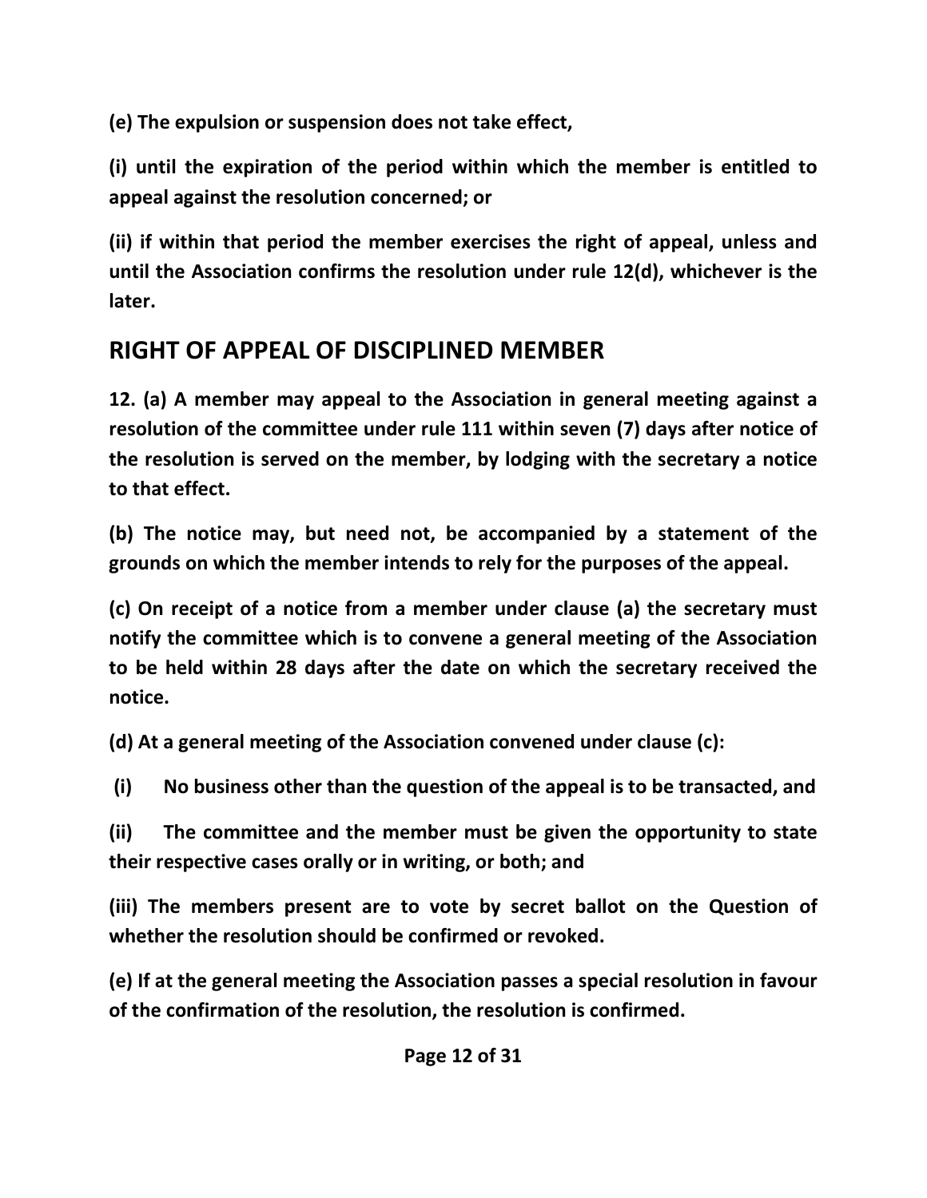**(e) The expulsion or suspension does not take effect,**

**(i) until the expiration of the period within which the member is entitled to appeal against the resolution concerned; or**

**(ii) if within that period the member exercises the right of appeal, unless and until the Association confirms the resolution under rule 12(d), whichever is the later.**

## RIGHT OF APPEAL OF DISCIPLINED MEMBER

**12. (a) A member may appeal to the Association in general meeting against a resolution of the committee under rule 111 within seven (7) days after notice of the resolution is served on the member, by lodging with the secretary a notice to that effect.**

**(b) The notice may, but need not, be accompanied by a statement of the grounds on which the member intends to rely for the purposes of the appeal.**

**(c) On receipt of a notice from a member under clause (a) the secretary must notify the committee which is to convene a general meeting of the Association to be held within 28 days after the date on which the secretary received the notice.**

**(d) At a general meeting of the Association convened under clause (c):**

**(i) No business other than the question of the appeal is to be transacted, and**

**(ii) The committee and the member must be given the opportunity to state their respective cases orally or in writing, or both; and**

**(iii) The members present are to vote by secret ballot on the Question of whether the resolution should be confirmed or revoked.**

**(e) If at the general meeting the Association passes a special resolution in favour of the confirmation of the resolution, the resolution is confirmed.**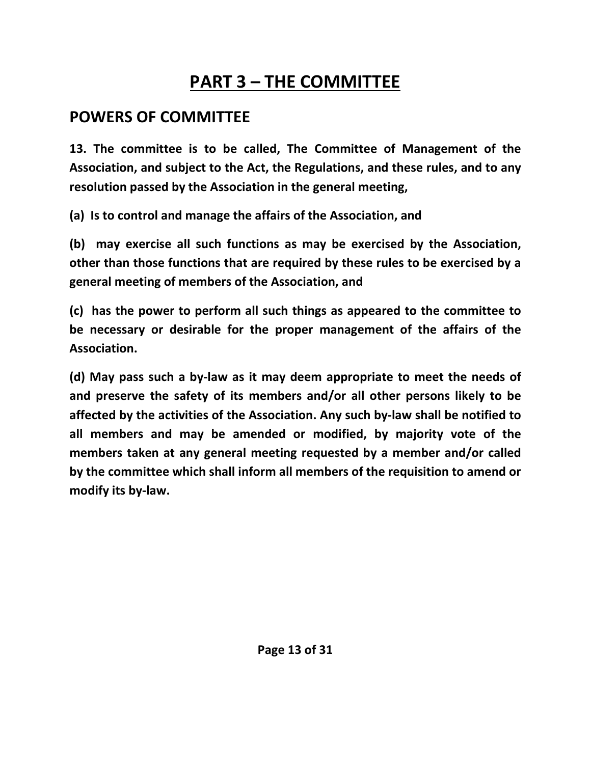# PART 3 – THE COMMITTEE

## POWERS OF COMMITTEE

**13. The committee is to be called, The Committee of Management of the Association, and subject to the Act, the Regulations, and these rules, and to any resolution passed by the Association in the general meeting,**

**(a) Is to control and manage the affairs of the Association, and**

**(b) may exercise all such functions as may be exercised by the Association, other than those functions that are required by these rules to be exercised by a general meeting of members of the Association, and**

**(c) has the power to perform all such things as appeared to the committee to be necessary or desirable for the proper management of the affairs of the Association.**

**(d) May pass such a by-law as it may deem appropriate to meet the needs of and preserve the safety of its members and/or all other persons likely to be affected by the activities of the Association. Any such by-law shall be notified to all members and may be amended or modified, by majority vote of the members taken at any general meeting requested by a member and/or called by the committee which shall inform all members of the requisition to amend or modify its by-law.**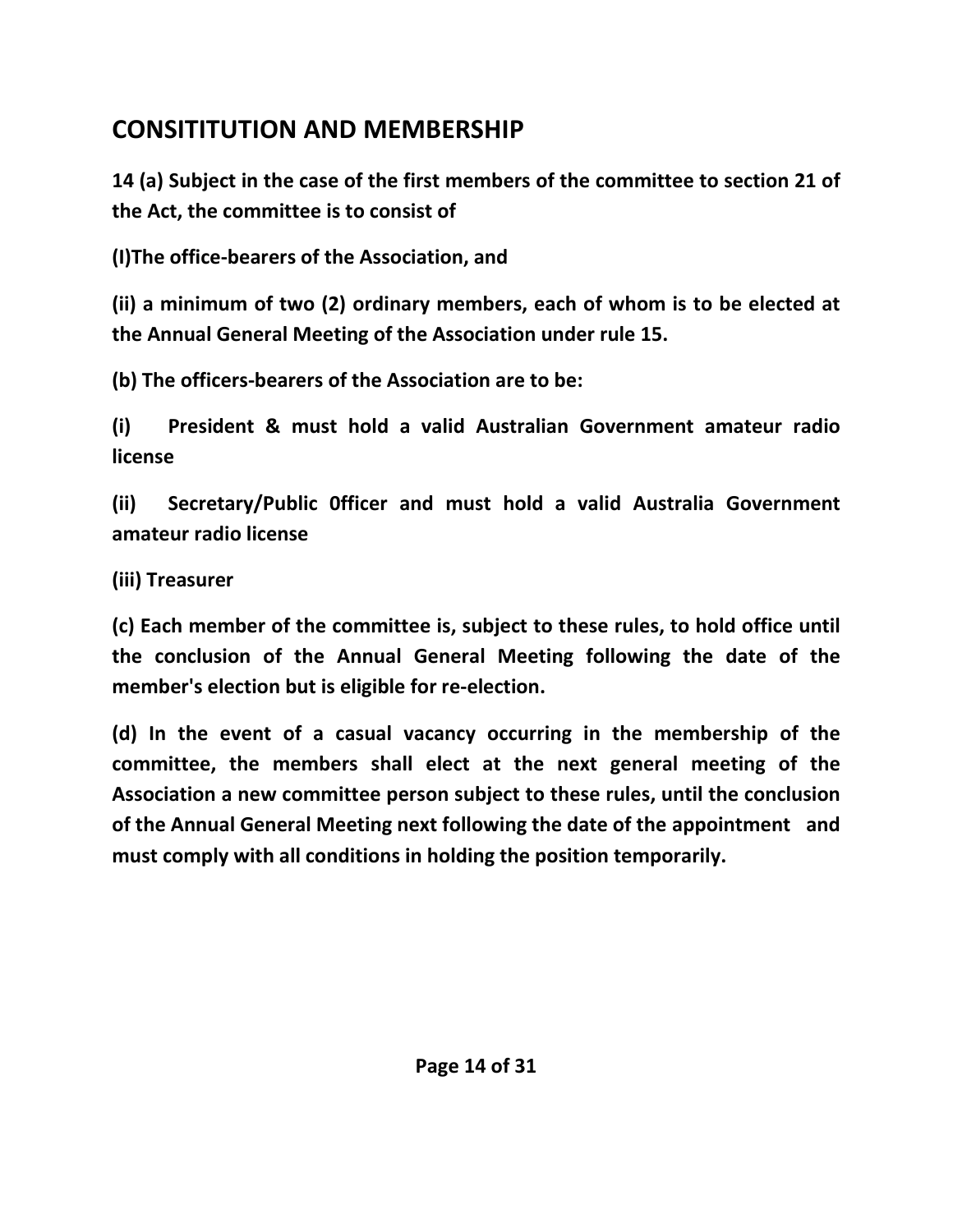## CONSITITUTION AND MEMBERSHIP

**14 (a) Subject in the case of the first members of the committee to section 21 of the Act, the committee is to consist of**

**(I)The office-bearers of the Association, and**

**(ii) a minimum of two (2) ordinary members, each of whom is to be elected at the Annual General Meeting of the Association under rule 15.**

**(b) The officers-bearers of the Association are to be:**

**(i) President & must hold a valid Australian Government amateur radio license**

**(ii) Secretary/Public 0fficer and must hold a valid Australia Government amateur radio license**

**(iii) Treasurer**

**(c) Each member of the committee is, subject to these rules, to hold office until the conclusion of the Annual General Meeting following the date of the member's election but is eligible for re-election.**

**(d) In the event of a casual vacancy occurring in the membership of the committee, the members shall elect at the next general meeting of the Association a new committee person subject to these rules, until the conclusion of the Annual General Meeting next following the date of the appointment and must comply with all conditions in holding the position temporarily.**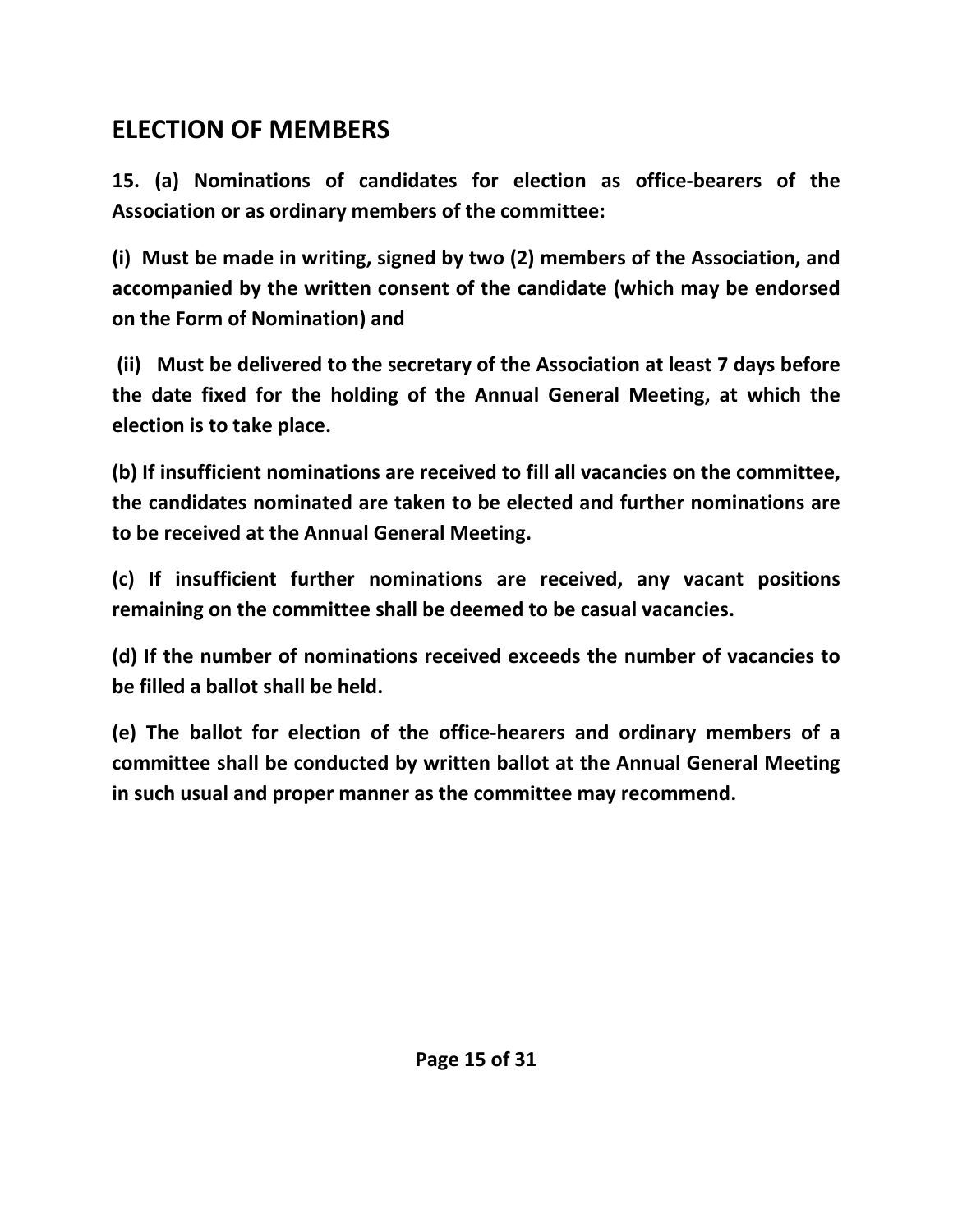## ELECTION OF MEMBERS

**15. (a) Nominations of candidates for election as office-bearers of the Association or as ordinary members of the committee:**

**(i) Must be made in writing, signed by two (2) members of the Association, and accompanied by the written consent of the candidate (which may be endorsed on the Form of Nomination) and**

**(ii) Must be delivered to the secretary of the Association at least 7 days before the date fixed for the holding of the Annual General Meeting, at which the election is to take place.**

**(b) If insufficient nominations are received to fill all vacancies on the committee, the candidates nominated are taken to be elected and further nominations are to be received at the Annual General Meeting.**

**(c) If insufficient further nominations are received, any vacant positions remaining on the committee shall be deemed to be casual vacancies.**

**(d) If the number of nominations received exceeds the number of vacancies to be filled a ballot shall be held.**

**(e) The ballot for election of the office-hearers and ordinary members of a committee shall be conducted by written ballot at the Annual General Meeting in such usual and proper manner as the committee may recommend.**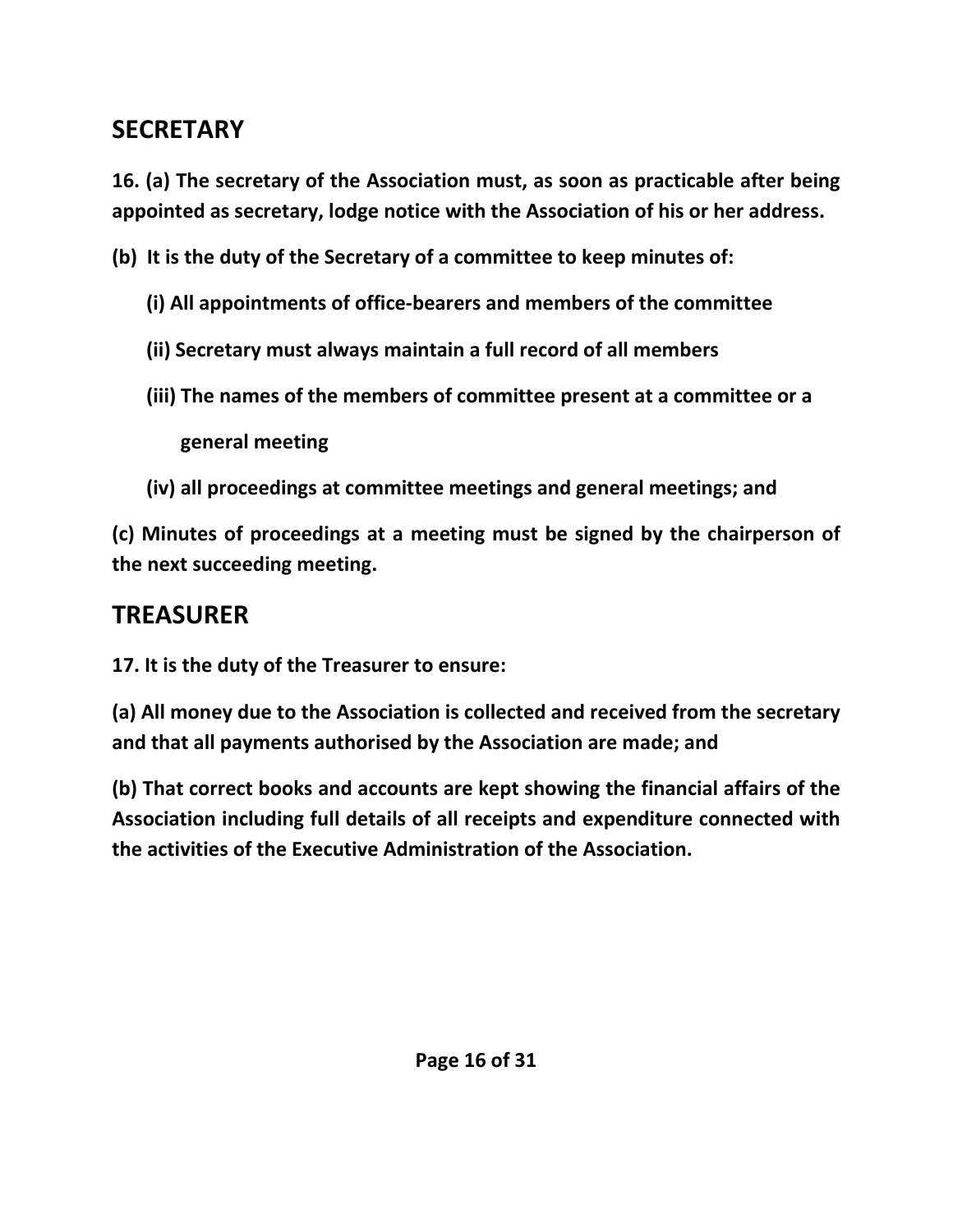## SECRETARY

**16. (a) The secretary of the Association must, as soon as practicable after being appointed as secretary, lodge notice with the Association of his or her address.**

**(b) It is the duty of the Secretary of a committee to keep minutes of:**

- **(i) All appointments of office-bearers and members of the committee**
- **(ii) Secretary must always maintain a full record of all members**
- **(iii) The names of the members of committee present at a committee or a general meeting**
- **(iv) all proceedings at committee meetings and general meetings; and**

**(c) Minutes of proceedings at a meeting must be signed by the chairperson of the next succeeding meeting.**

## TREASURER

**17. It is the duty of the Treasurer to ensure:**

**(a) All money due to the Association is collected and received from the secretary and that all payments authorised by the Association are made; and**

**(b) That correct books and accounts are kept showing the financial affairs of the Association including full details of all receipts and expenditure connected with the activities of the Executive Administration of the Association.**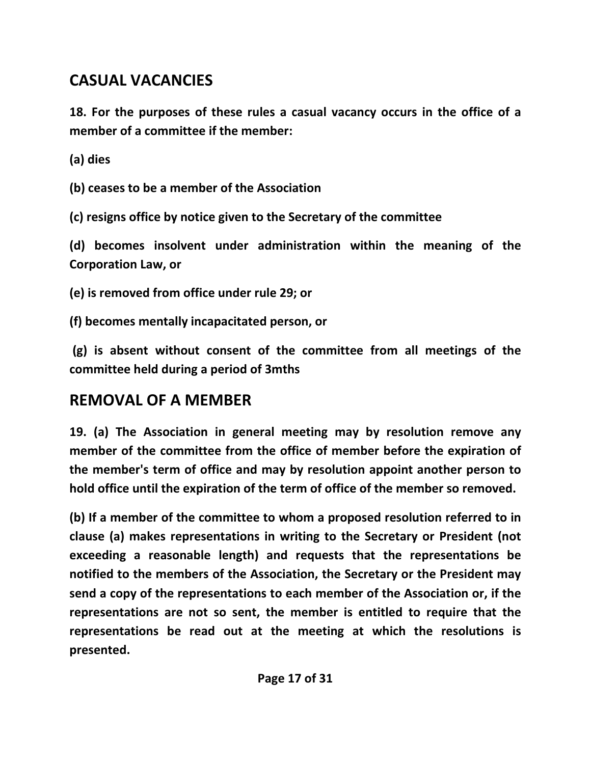## CASUAL VACANCIES

**18. For the purposes of these rules a casual vacancy occurs in the office of a member of a committee if the member:**

**(a) dies**

**(b) ceases to be a member of the Association**

**(c) resigns office by notice given to the Secretary of the committee**

**(d) becomes insolvent under administration within the meaning of the Corporation Law, or**

**(e) is removed from office under rule 29; or**

**(f) becomes mentally incapacitated person, or**

**(g) is absent without consent of the committee from all meetings of the committee held during a period of 3mths**

## REMOVAL OF A MEMBER

**19. (a) The Association in general meeting may by resolution remove any member of the committee from the office of member before the expiration of the member's term of office and may by resolution appoint another person to hold office until the expiration of the term of office of the member so removed.**

**(b) If a member of the committee to whom a proposed resolution referred to in clause (a) makes representations in writing to the Secretary or President (not exceeding a reasonable length) and requests that the representations be notified to the members of the Association, the Secretary or the President may send a copy of the representations to each member of the Association or, if the representations are not so sent, the member is entitled to require that the representations be read out at the meeting at which the resolutions is presented.**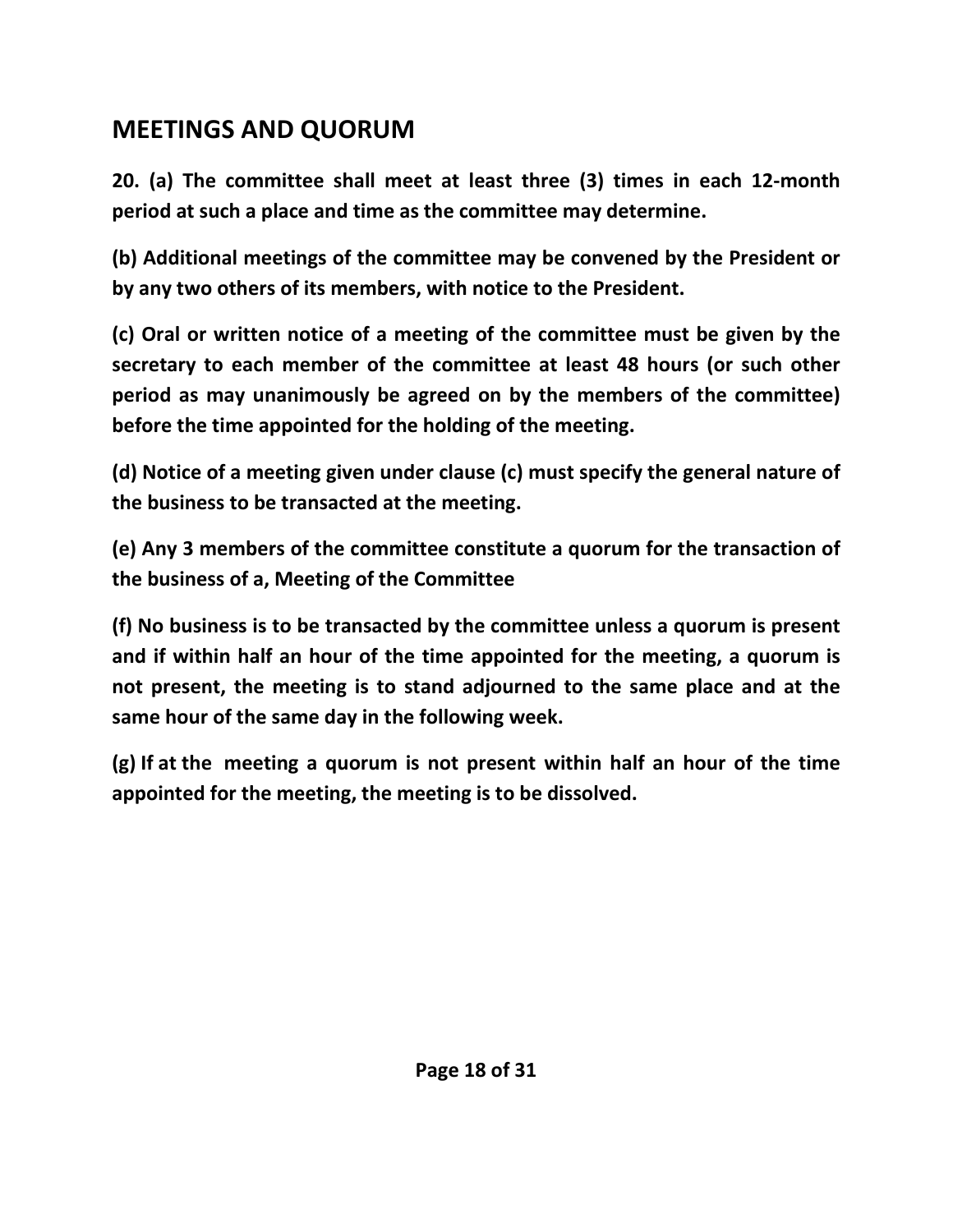## MEETINGS AND QUORUM

**20. (a) The committee shall meet at least three (3) times in each 12-month period at such a place and time as the committee may determine.**

**(b) Additional meetings of the committee may be convened by the President or by any two others of its members, with notice to the President.**

**(c) Oral or written notice of a meeting of the committee must be given by the secretary to each member of the committee at least 48 hours (or such other period as may unanimously be agreed on by the members of the committee) before the time appointed for the holding of the meeting.**

**(d) Notice of a meeting given under clause (c) must specify the general nature of the business to be transacted at the meeting.**

**(e) Any 3 members of the committee constitute a quorum for the transaction of the business of a, Meeting of the Committee**

**(f) No business is to be transacted by the committee unless a quorum is present and if within half an hour of the time appointed for the meeting, a quorum is not present, the meeting is to stand adjourned to the same place and at the same hour of the same day in the following week.**

**(g) If at the meeting a quorum is not present within half an hour of the time appointed for the meeting, the meeting is to be dissolved.**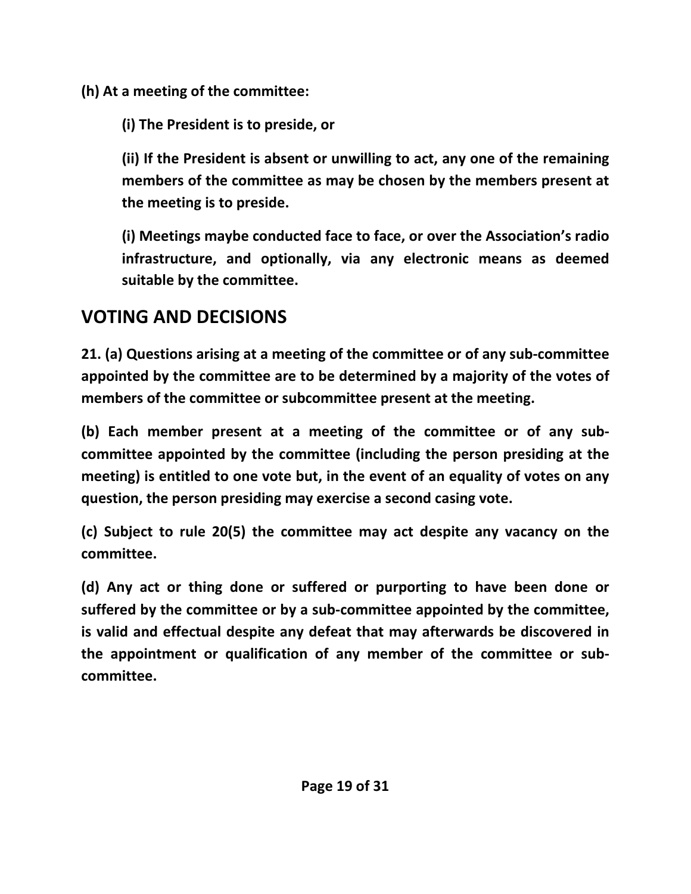**(h) At a meeting of the committee:**

**(i) The President is to preside, or**

**(ii) If the President is absent or unwilling to act, any one of the remaining members of the committee as may be chosen by the members present at the meeting is to preside.**

**(i) Meetings maybe conducted face to face, or over the Association's radio infrastructure, and optionally, via any electronic means as deemed suitable by the committee.**

## VOTING AND DECISIONS

**21. (a) Questions arising at a meeting of the committee or of any sub-committee appointed by the committee are to be determined by a majority of the votes of members of the committee or subcommittee present at the meeting.**

**(b) Each member present at a meeting of the committee or of any sub-committee appointed by the committee (including the person presiding at the meeting) is entitled to one vote but, in the event of an equality of votes on any question, the person presiding may exercise a second casing vote.**

**(c) Subject to rule 20(5) the committee may act despite any vacancy on the committee.**

**(d) Any act or thing done or suffered or purporting to have been done or suffered by the committee or by a sub-committee appointed by the committee, is valid and effectual despite any defeat that may afterwards be discovered in the appointment or qualification of any member of the committee or sub-committee.**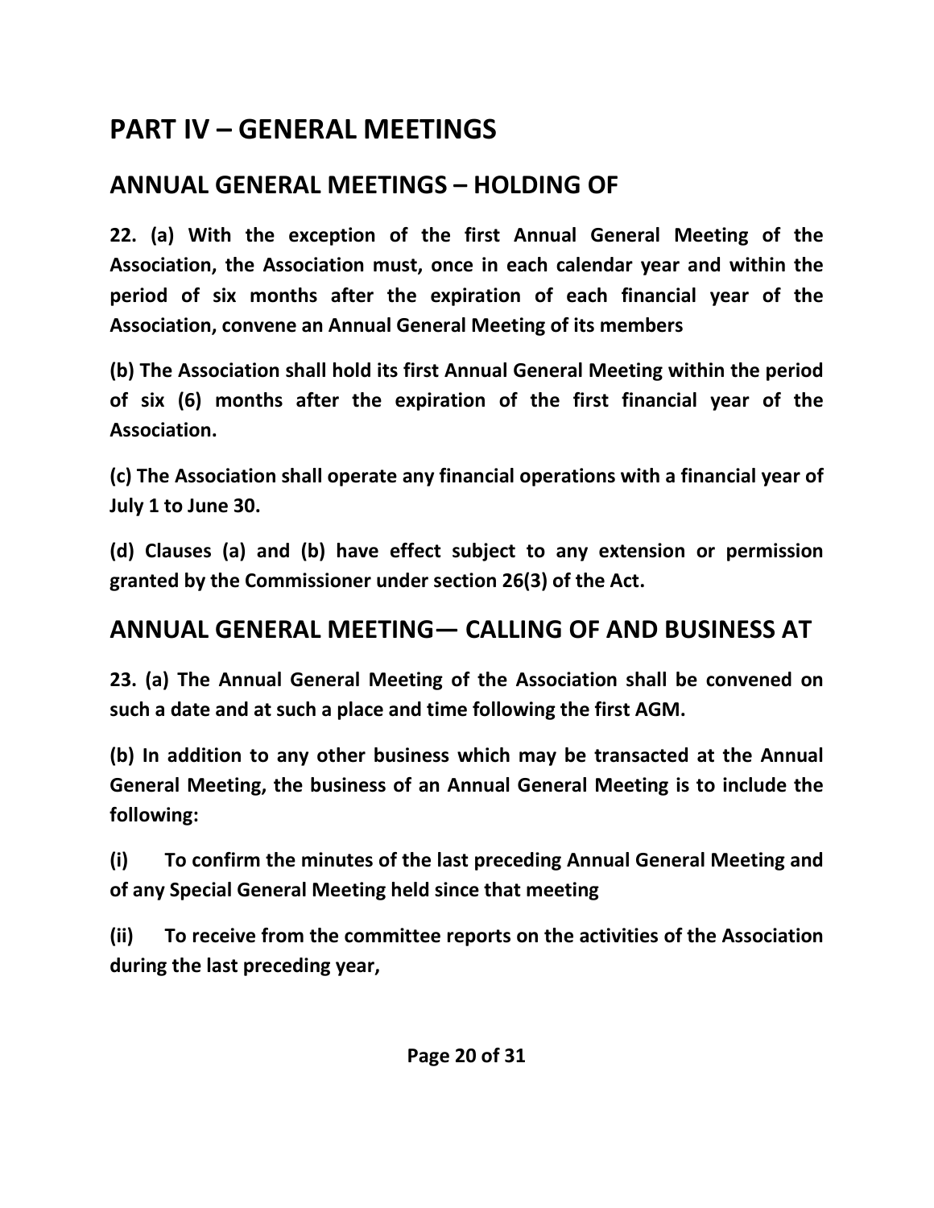# PART IV – GENERAL MEETINGS

## ANNUAL GENERAL MEETINGS – HOLDING OF

**22. (a) With the exception of the first Annual General Meeting of the Association, the Association must, once in each calendar year and within the period of six months after the expiration of each financial year of the Association, convene an Annual General Meeting of its members**

**(b) The Association shall hold its first Annual General Meeting within the period of six (6) months after the expiration of the first financial year of the Association.**

**(c) The Association shall operate any financial operations with a financial year of July 1 to June 30.**

**(d) Clauses (a) and (b) have effect subject to any extension or permission granted by the Commissioner under section 26(3) of the Act.**

## ANNUAL GENERAL MEETING— CALLING OF AND BUSINESS AT

**23. (a) The Annual General Meeting of the Association shall be convened on such a date and at such a place and time following the first AGM.**

**(b) In addition to any other business which may be transacted at the Annual General Meeting, the business of an Annual General Meeting is to include the following:**

**(i) To confirm the minutes of the last preceding Annual General Meeting and of any Special General Meeting held since that meeting**

**(ii) To receive from the committee reports on the activities of the Association during the last preceding year,**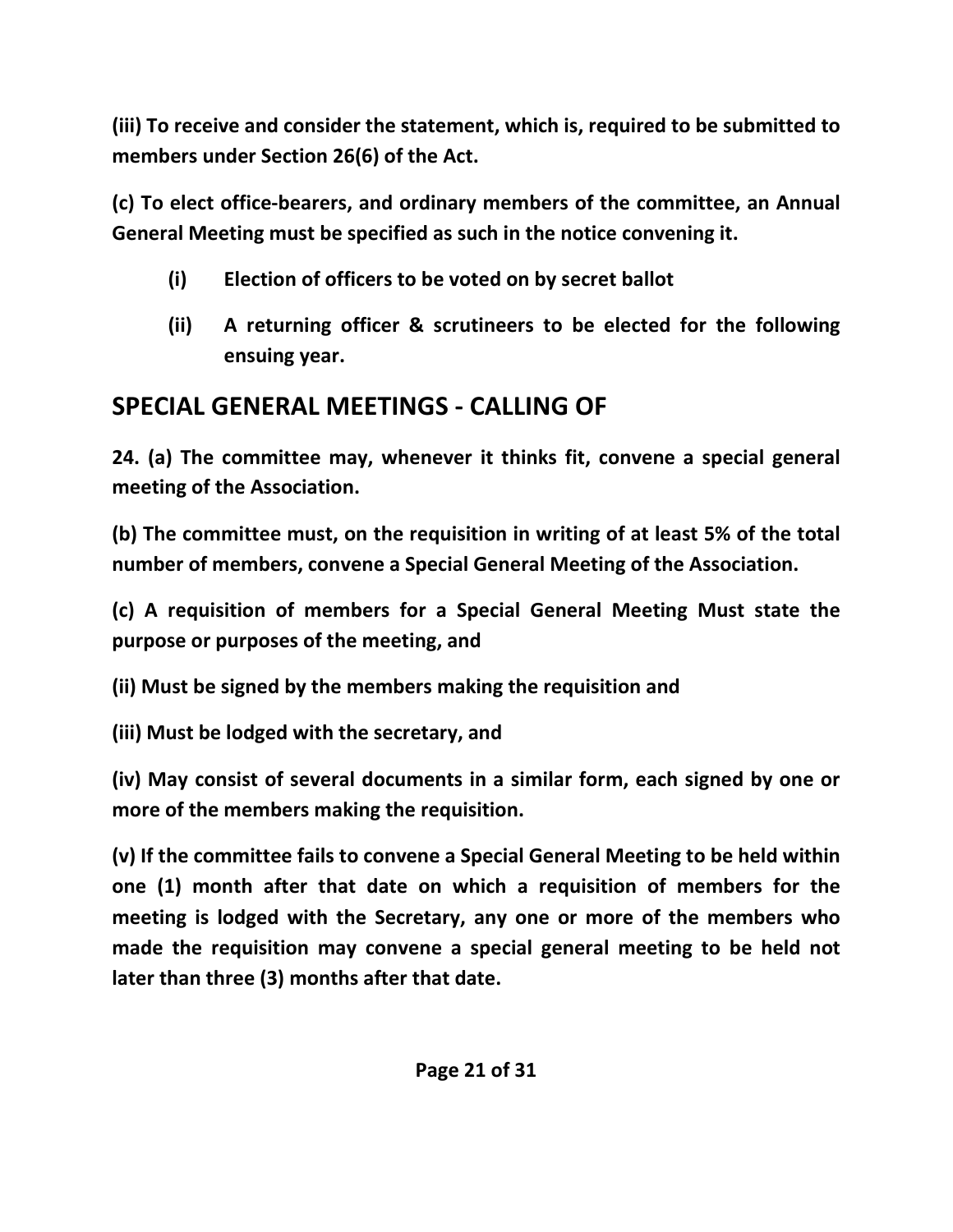**(iii) To receive and consider the statement, which is, required to be submitted to members under Section 26(6) of the Act.**

**(c) To elect office-bearers, and ordinary members of the committee, an Annual General Meeting must be specified as such in the notice convening it.**

- **(i) Election of officers to be voted on by secret ballot**
- **(ii) A returning officer & scrutineers to be elected for the following ensuing year.**

## SPECIAL GENERAL MEETINGS - CALLING OF

**24. (a) The committee may, whenever it thinks fit, convene a special general meeting of the Association.**

**(b) The committee must, on the requisition in writing of at least 5% of the total number of members, convene a Special General Meeting of the Association.**

**(c) A requisition of members for a Special General Meeting Must state the purpose or purposes of the meeting, and**

**(ii) Must be signed by the members making the requisition and**

**(iii) Must be lodged with the secretary, and**

**(iv) May consist of several documents in a similar form, each signed by one or more of the members making the requisition.**

**(v) If the committee fails to convene a Special General Meeting to be held within one (1) month after that date on which a requisition of members for the meeting is lodged with the Secretary, any one or more of the members who made the requisition may convene a special general meeting to be held not later than three (3) months after that date.**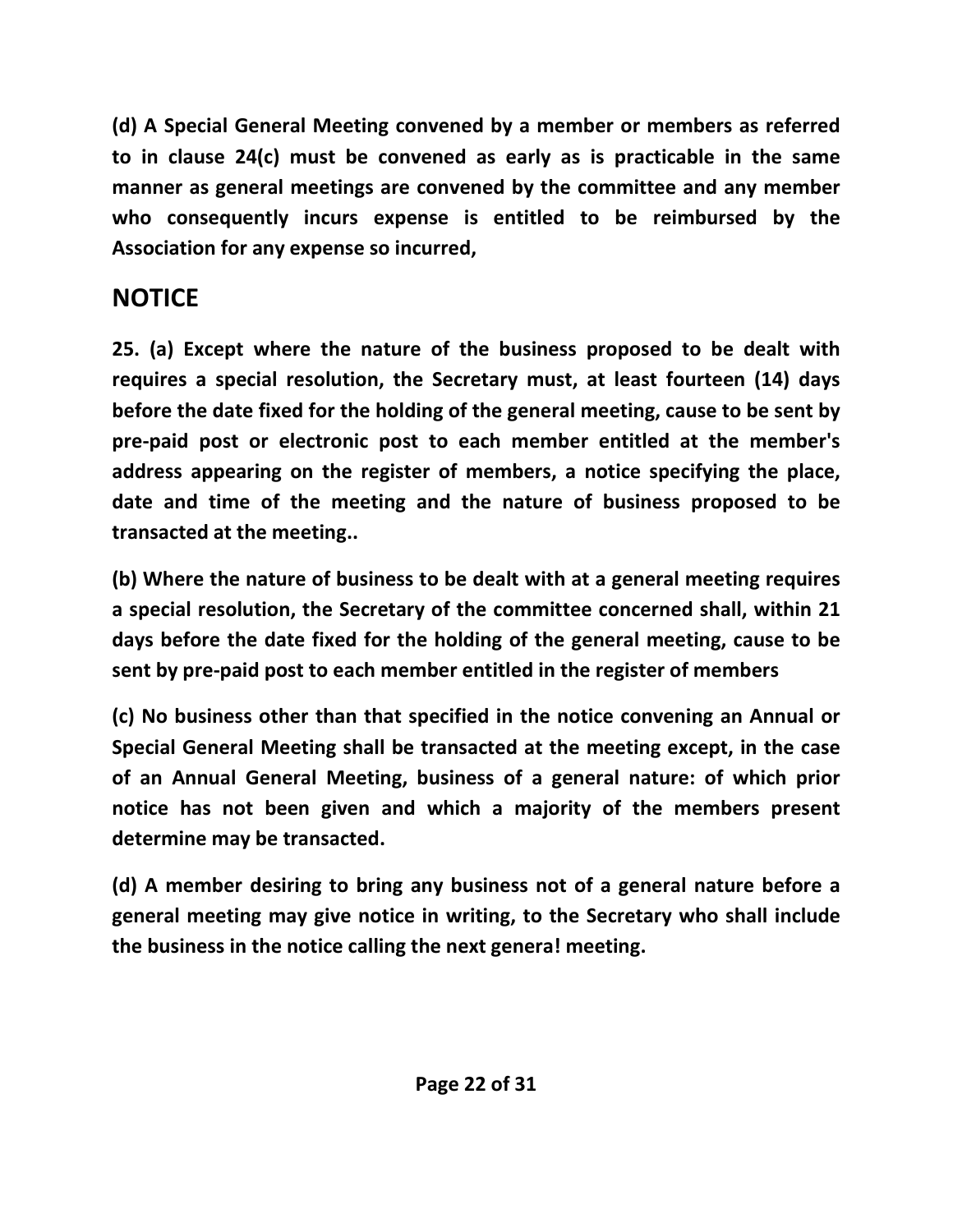**(d) A Special General Meeting convened by a member or members as referred to in clause 24(c) must be convened as early as is practicable in the same manner as general meetings are convened by the committee and any member who consequently incurs expense is entitled to be reimbursed by the Association for any expense so incurred,**

## NOTICE

**25. (a) Except where the nature of the business proposed to be dealt with requires a special resolution, the Secretary must, at least fourteen (14) days before the date fixed for the holding of the general meeting, cause to be sent by pre-paid post or electronic post to each member entitled at the member's address appearing on the register of members, a notice specifying the place, date and time of the meeting and the nature of business proposed to be transacted at the meeting..**

**(b) Where the nature of business to be dealt with at a general meeting requires a special resolution, the Secretary of the committee concerned shall, within 21 days before the date fixed for the holding of the general meeting, cause to be sent by pre-paid post to each member entitled in the register of members**

**(c) No business other than that specified in the notice convening an Annual or Special General Meeting shall be transacted at the meeting except, in the case of an Annual General Meeting, business of a general nature: of which prior notice has not been given and which a majority of the members present determine may be transacted.**

**(d) A member desiring to bring any business not of a general nature before a general meeting may give notice in writing, to the Secretary who shall include the business in the notice calling the next genera! meeting.**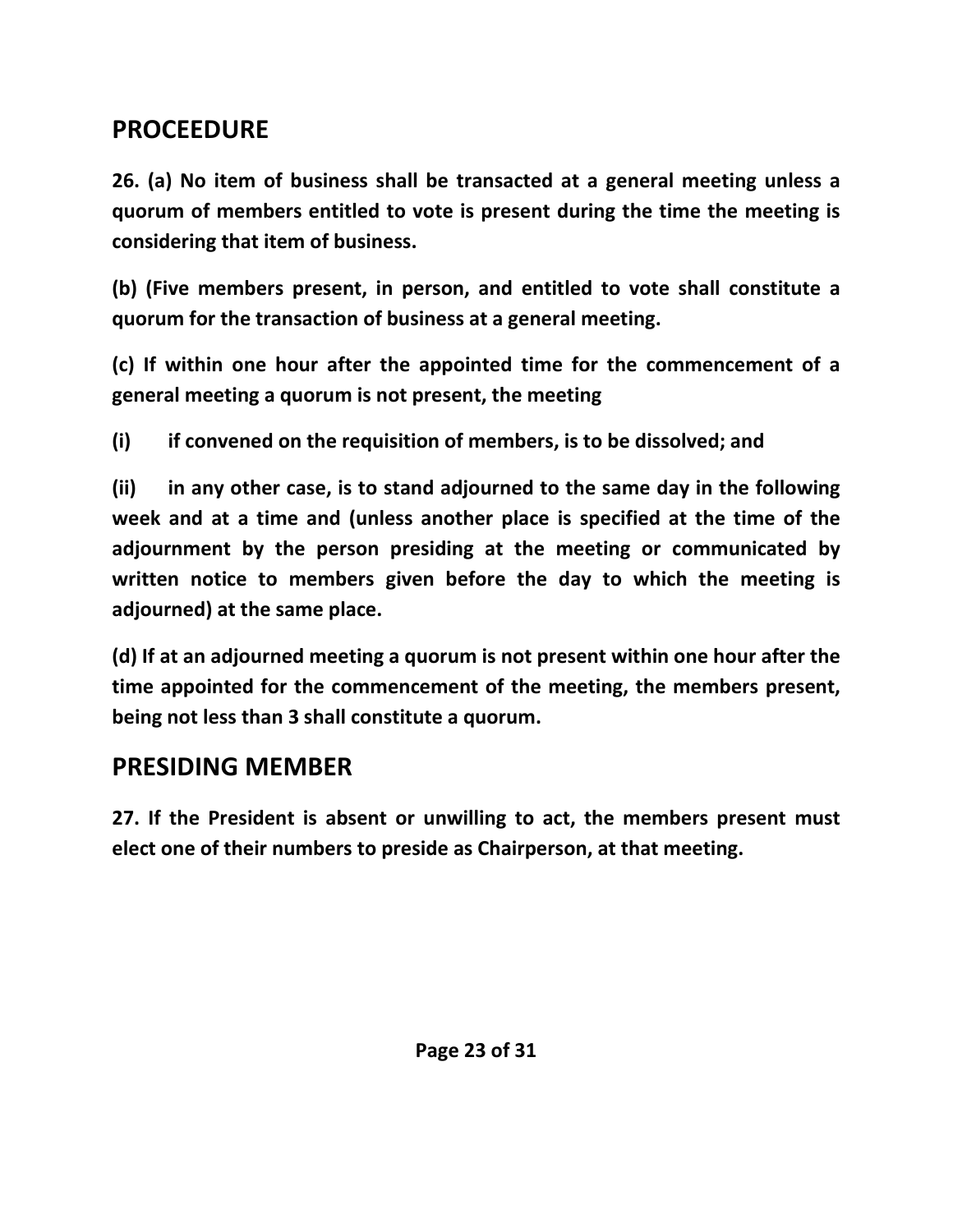## PROCEEDURE

**26. (a) No item of business shall be transacted at a general meeting unless a quorum of members entitled to vote is present during the time the meeting is considering that item of business.**

**(b) (Five members present, in person, and entitled to vote shall constitute a quorum for the transaction of business at a general meeting.**

**(c) If within one hour after the appointed time for the commencement of a general meeting a quorum is not present, the meeting**

**(i) if convened on the requisition of members, is to be dissolved; and**

**(ii) in any other case, is to stand adjourned to the same day in the following week and at a time and (unless another place is specified at the time of the adjournment by the person presiding at the meeting or communicated by written notice to members given before the day to which the meeting is adjourned) at the same place.**

**(d) If at an adjourned meeting a quorum is not present within one hour after the time appointed for the commencement of the meeting, the members present, being not less than 3 shall constitute a quorum.**

## PRESIDING MEMBER

**27. If the President is absent or unwilling to act, the members present must elect one of their numbers to preside as Chairperson, at that meeting.**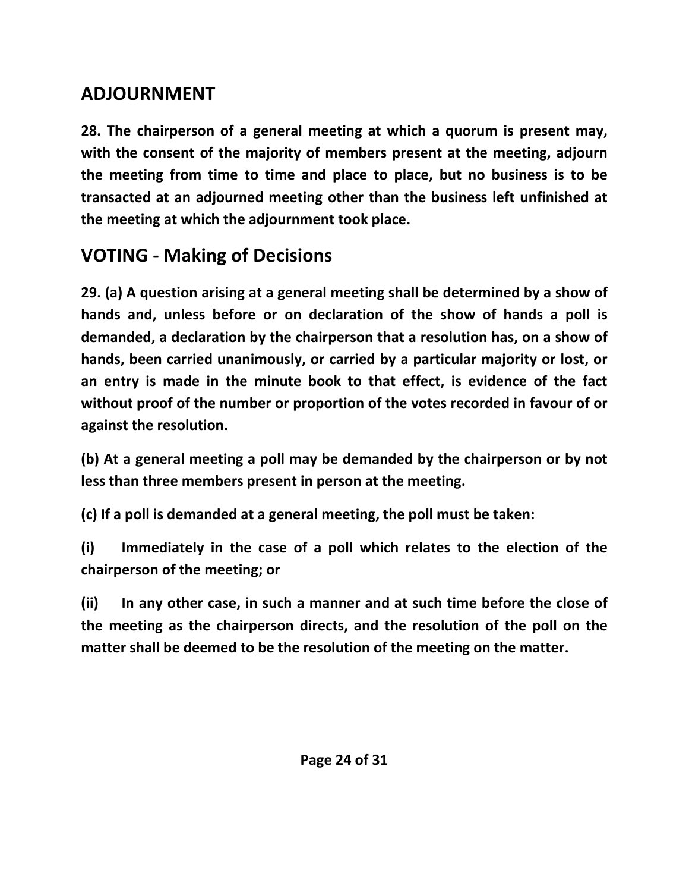## ADJOURNMENT

**28. The chairperson of a general meeting at which a quorum is present may, with the consent of the majority of members present at the meeting, adjourn the meeting from time to time and place to place, but no business is to be transacted at an adjourned meeting other than the business left unfinished at the meeting at which the adjournment took place.**

## VOTING - Making of Decisions

**29. (a) A question arising at a general meeting shall be determined by a show of hands and, unless before or on declaration of the show of hands a poll is demanded, a declaration by the chairperson that a resolution has, on a show of hands, been carried unanimously, or carried by a particular majority or lost, or an entry is made in the minute book to that effect, is evidence of the fact without proof of the number or proportion of the votes recorded in favour of or against the resolution.**

**(b) At a general meeting a poll may be demanded by the chairperson or by not less than three members present in person at the meeting.**

**(c) If a poll is demanded at a general meeting, the poll must be taken:**

**(i) Immediately in the case of a poll which relates to the election of the chairperson of the meeting; or**

**(ii) In any other case, in such a manner and at such time before the close of the meeting as the chairperson directs, and the resolution of the poll on the matter shall be deemed to be the resolution of the meeting on the matter.**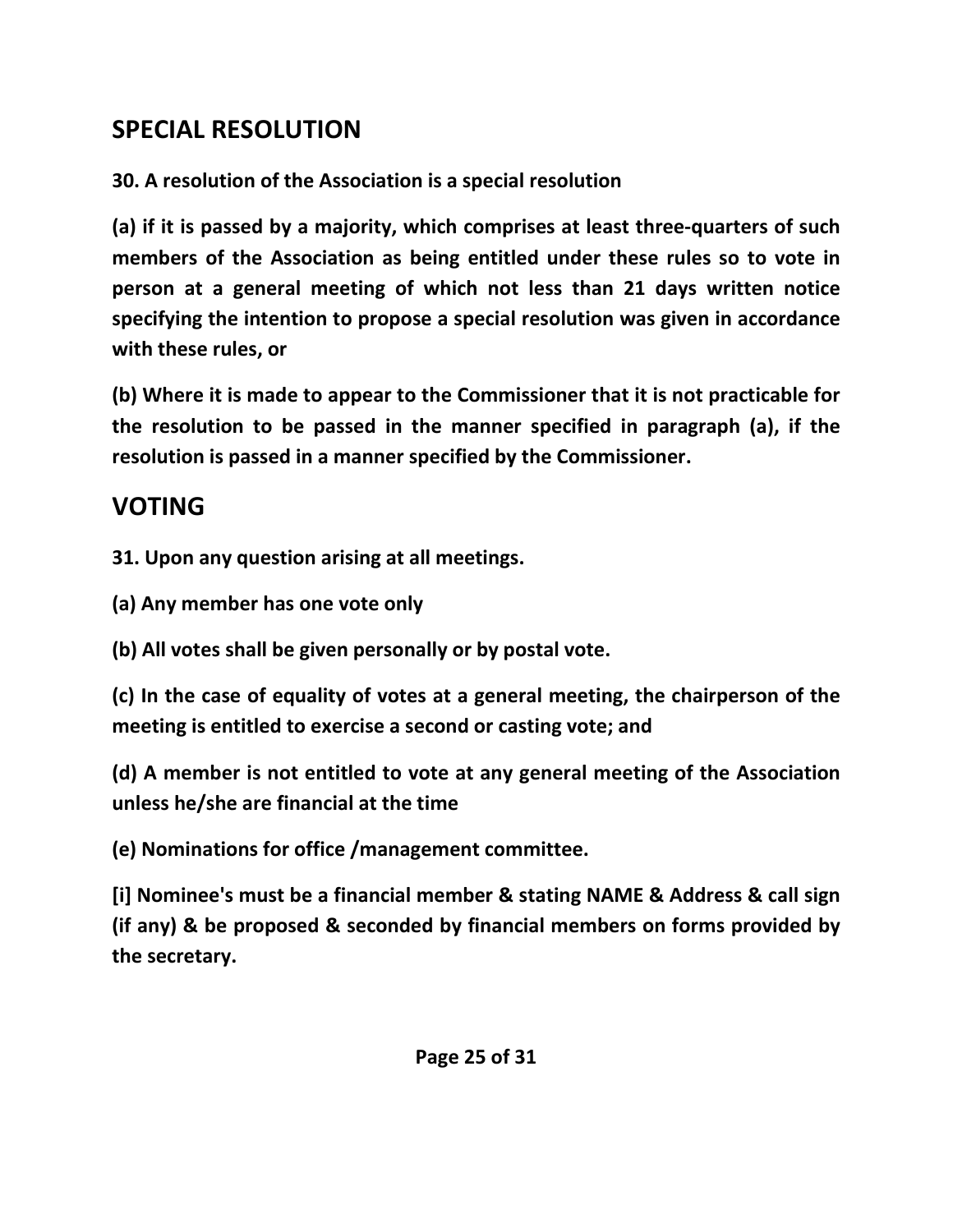## SPECIAL RESOLUTION

**30. A resolution of the Association is a special resolution**

**(a) if it is passed by a majority, which comprises at least three-quarters of such members of the Association as being entitled under these rules so to vote in person at a general meeting of which not less than 21 days written notice specifying the intention to propose a special resolution was given in accordance with these rules, or**

**(b) Where it is made to appear to the Commissioner that it is not practicable for the resolution to be passed in the manner specified in paragraph (a), if the resolution is passed in a manner specified by the Commissioner.**

## VOTING

**31. Upon any question arising at all meetings.**

**(a) Any member has one vote only**

**(b) All votes shall be given personally or by postal vote.**

**(c) In the case of equality of votes at a general meeting, the chairperson of the meeting is entitled to exercise a second or casting vote; and**

**(d) A member is not entitled to vote at any general meeting of the Association unless he/she are financial at the time**

**(e) Nominations for office /management committee.**

**[i] Nominee's must be a financial member & stating NAME & Address & call sign (if any) & be proposed & seconded by financial members on forms provided by the secretary.**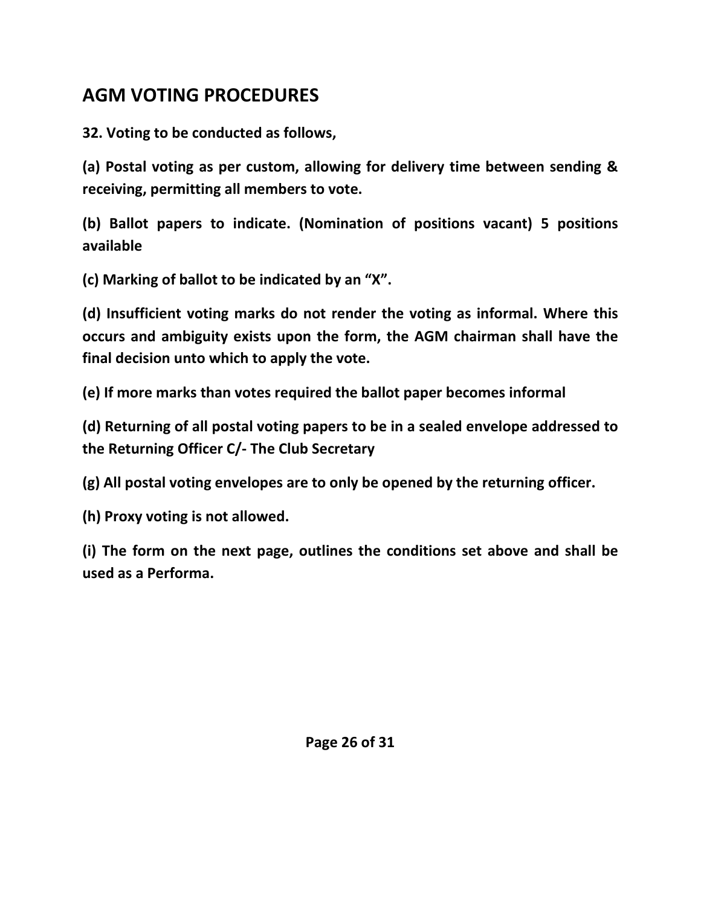## AGM VOTING PROCEDURES

**32. Voting to be conducted as follows,**

**(a) Postal voting as per custom, allowing for delivery time between sending & receiving, permitting all members to vote.**

**(b) Ballot papers to indicate. (Nomination of positions vacant) 5 positions available**

**(c) Marking of ballot to be indicated by an "X".**

**(d) Insufficient voting marks do not render the voting as informal. Where this occurs and ambiguity exists upon the form, the AGM chairman shall have the final decision unto which to apply the vote.**

**(e) If more marks than votes required the ballot paper becomes informal**

**(d) Returning of all postal voting papers to be in a sealed envelope addressed to the Returning Officer C/- The Club Secretary**

**(g) All postal voting envelopes are to only be opened by the returning officer.**

**(h) Proxy voting is not allowed.**

**(i) The form on the next page, outlines the conditions set above and shall be used as a Performa.**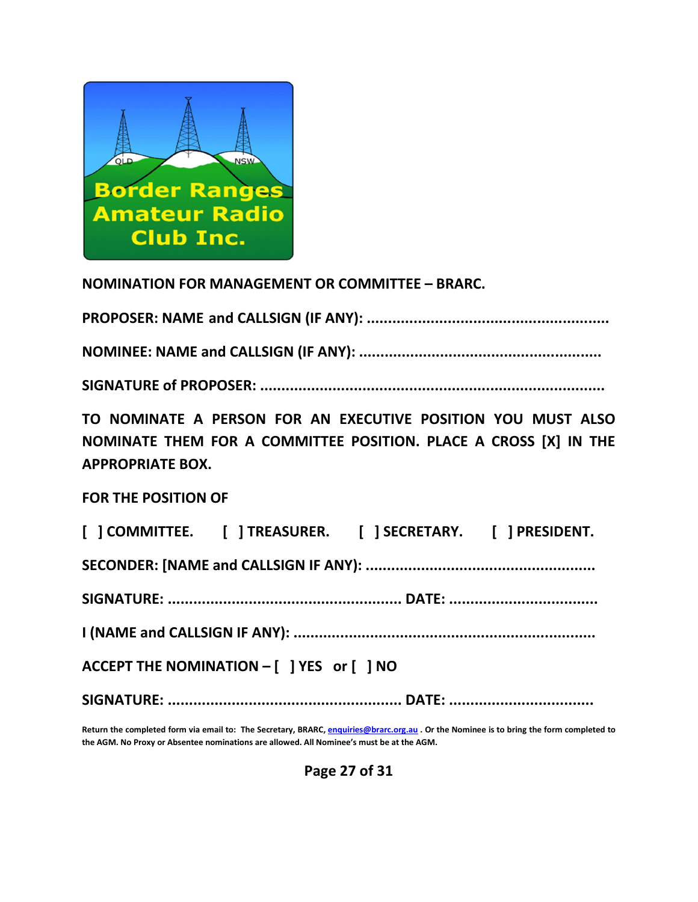**NOMINATION FOR MANAGEMENT OR COMMITTEE – BRARC.**

**PROPOSER: NAME and CALLSIGN (IF ANY): .......................................................**

**NOMINEE: NAME and CALLSIGN (IF ANY): .......................................................**

**SIGNATURE of PROPOSER: ...............................................................................**

**TO NOMINATE A PERSON FOR AN EXECUTIVE POSITION YOU MUST ALSO NOMINATE THEM FOR A COMMITTEE POSITION. PLACE A CROSS [X] IN THE APPROPRIATE BOX.**

**FOR THE POSITION OF**

**[ ] COMMITTEE. [ ] TREASURER. [ ] SECRETARY. [ ] PRESIDENT.**

**SECONDER: [NAME and CALLSIGN IF ANY): ....................................................**

**SIGNATURE: .................................................... DATE: .................................**

**I (NAME and CALLSIGN IF ANY): ....................................................................**

**ACCEPT THE NOMINATION – [ ] YES or [ ] NO**

**SIGNATURE: .................................................... DATE: ................................**

**Return the completed form via email to: The Secretary, BRARC, enquiries@brarc.org.au . Or the Nominee is to bring the form completed to the AGM. No Proxy or Absentee nominations are allowed. All Nominee's must be at the AGM.**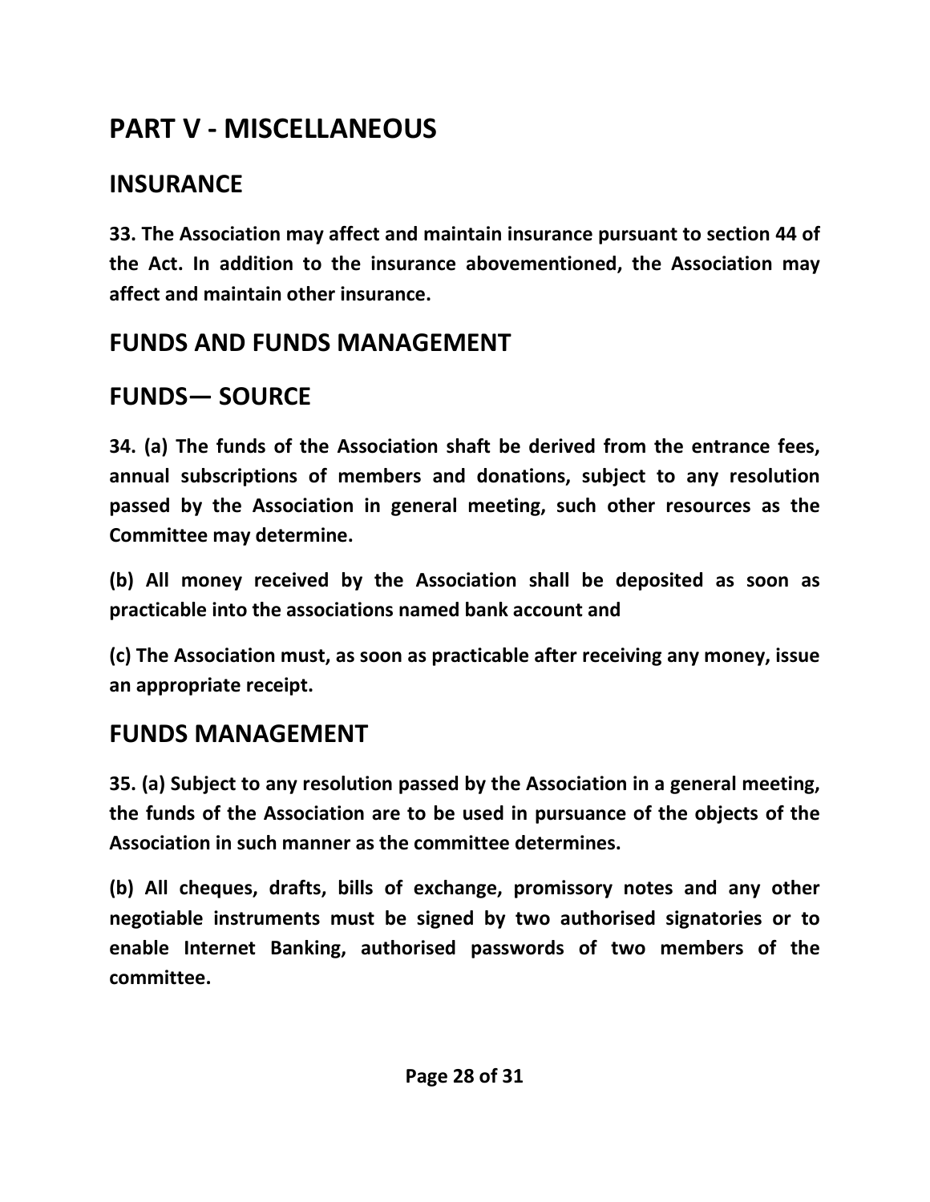# PART V - MISCELLANEOUS

## INSURANCE

**33. The Association may affect and maintain insurance pursuant to section 44 of the Act. In addition to the insurance abovementioned, the Association may affect and maintain other insurance.**

## FUNDS AND FUNDS MANAGEMENT

## FUNDS— SOURCE

**34. (a) The funds of the Association shaft be derived from the entrance fees, annual subscriptions of members and donations, subject to any resolution passed by the Association in general meeting, such other resources as the Committee may determine.**

**(b) All money received by the Association shall be deposited as soon as practicable into the associations named bank account and**

**(c) The Association must, as soon as practicable after receiving any money, issue an appropriate receipt.**

## FUNDS MANAGEMENT

**35. (a) Subject to any resolution passed by the Association in a general meeting, the funds of the Association are to be used in pursuance of the objects of the Association in such manner as the committee determines.**

**(b) All cheques, drafts, bills of exchange, promissory notes and any other negotiable instruments must be signed by two authorised signatories or to enable Internet Banking, authorised passwords of two members of the committee.**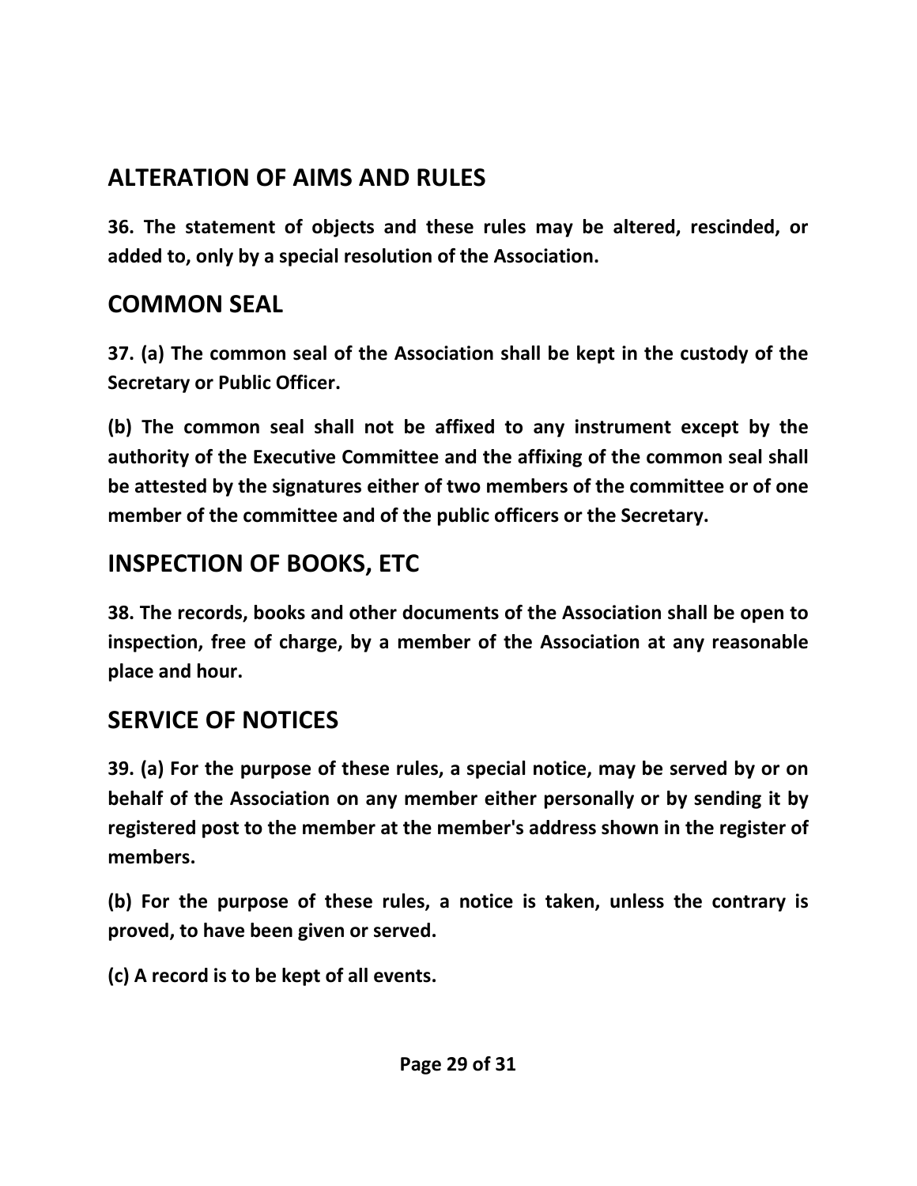## ALTERATION OF AIMS AND RULES

**36. The statement of objects and these rules may be altered, rescinded, or added to, only by a special resolution of the Association.**

## COMMON SEAL

**37. (a) The common seal of the Association shall be kept in the custody of the Secretary or Public Officer.**

**(b) The common seal shall not be affixed to any instrument except by the authority of the Executive Committee and the affixing of the common seal shall be attested by the signatures either of two members of the committee or of one member of the committee and of the public officers or the Secretary.**

## INSPECTION OF BOOKS, ETC

**38. The records, books and other documents of the Association shall be open to inspection, free of charge, by a member of the Association at any reasonable place and hour.**

## SERVICE OF NOTICES

**39. (a) For the purpose of these rules, a special notice, may be served by or on behalf of the Association on any member either personally or by sending it by registered post to the member at the member's address shown in the register of members.**

**(b) For the purpose of these rules, a notice is taken, unless the contrary is proved, to have been given or served.**

**(c) A record is to be kept of all events.**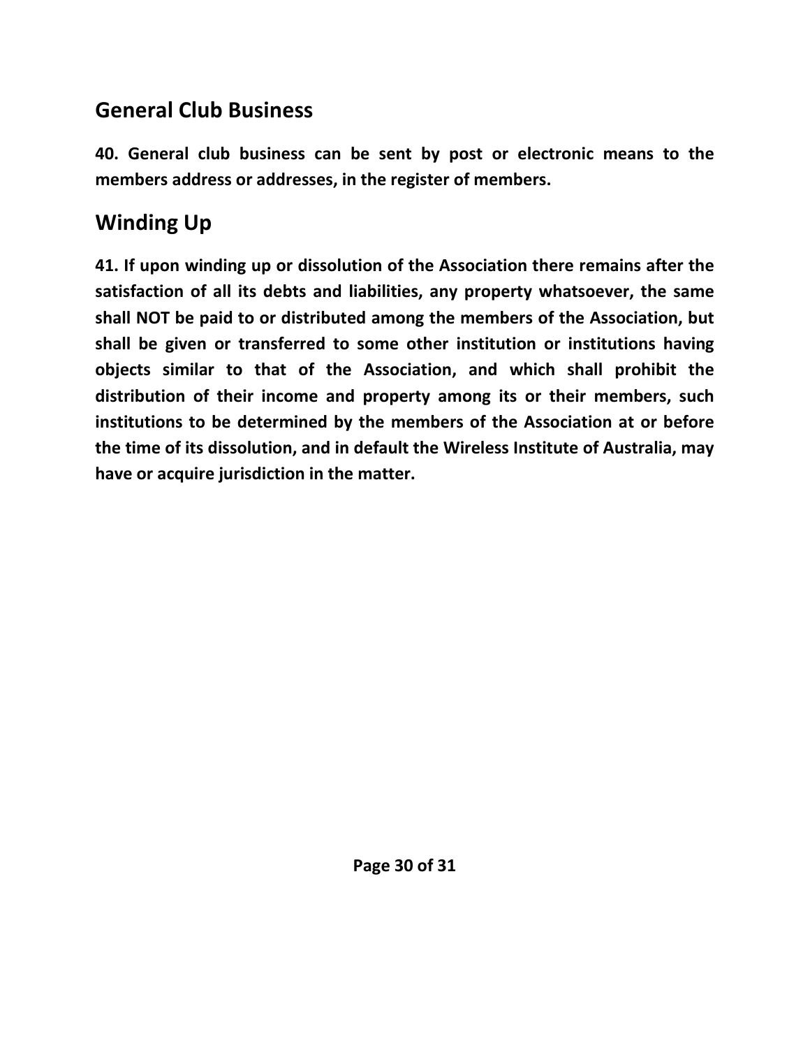## General Club Business

**40. General club business can be sent by post or electronic means to the members address or addresses, in the register of members.**

## Winding Up

**41. If upon winding up or dissolution of the Association there remains after the satisfaction of all its debts and liabilities, any property whatsoever, the same shall NOT be paid to or distributed among the members of the Association, but shall be given or transferred to some other institution or institutions having objects similar to that of the Association, and which shall prohibit the distribution of their income and property among its or their members, such institutions to be determined by the members of the Association at or before the time of its dissolution, and in default the Wireless Institute of Australia, may have or acquire jurisdiction in the matter.**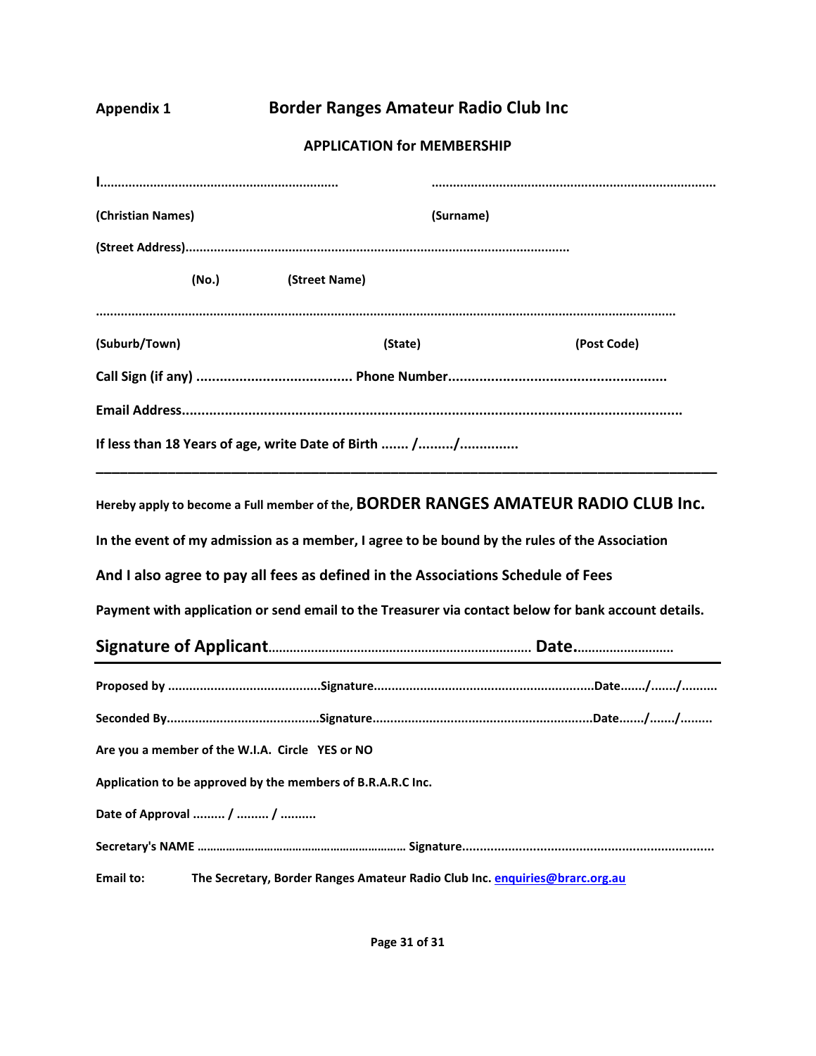**Appendix 1** **Border Ranges Amateur Radio Club Inc**

**APPLICATION for MEMBERSHIP**

**I…………………………………………………………** **……………………………………………………………………**

**(Christian Names)** **(Surname)**

**(Street Address)………………………………………………………………………………………**

**(No.)** **(Street Name)**

**…………………………………………………………………………………………………………………………………**

**(Suburb/Town)** **(State)** **(Post Code)**

**Call Sign (if any) ……………………………… Phone Number………………………………………………**

**Email Address…………………………………………………………………………………………………………**

**If less than 18 Years of age, write Date of Birth ……. /………/…………..**

---

**Hereby apply to become a Full member of the, BORDER RANGES AMATEUR RADIO CLUB Inc.**

**In the event of my admission as a member, I agree to be bound by the rules of the Association**

**And I also agree to pay all fees as defined in the Associations Schedule of Fees**

**Payment with application or send email to the Treasurer via contact below for bank account details.**

**Signature of Applicant**……………………………………………………………… **Date.**………………………

---

**Proposed by ……………………………………Signature……………………………………………………Date……./……./……….**

**Seconded By……………………………………Signature……………………………………………………Date……./……./………**

**Are you a member of the W.I.A. Circle YES or NO**

**Application to be approved by the members of B.R.A.R.C Inc.**

**Date of Approval ……… / ……… / ……….**

**Secretary's NAME ………………………………………………………… Signature……………………………………………………………**

**Email to:** **The Secretary, Border Ranges Amateur Radio Club Inc. enquiries@brarc.org.au**